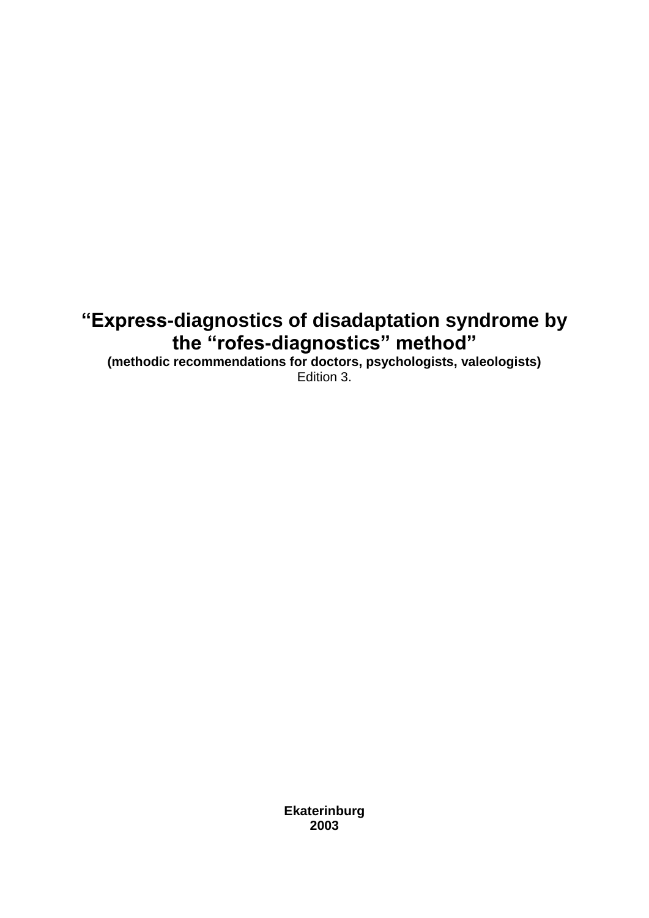# “Express-diagnostics of disadaptation syndrome by the “rofes-diagnostics” method”

**(methodic recommendations for doctors, psychologists, valeologists)**

Edition 3.

**Ekaterinburg**
**2003**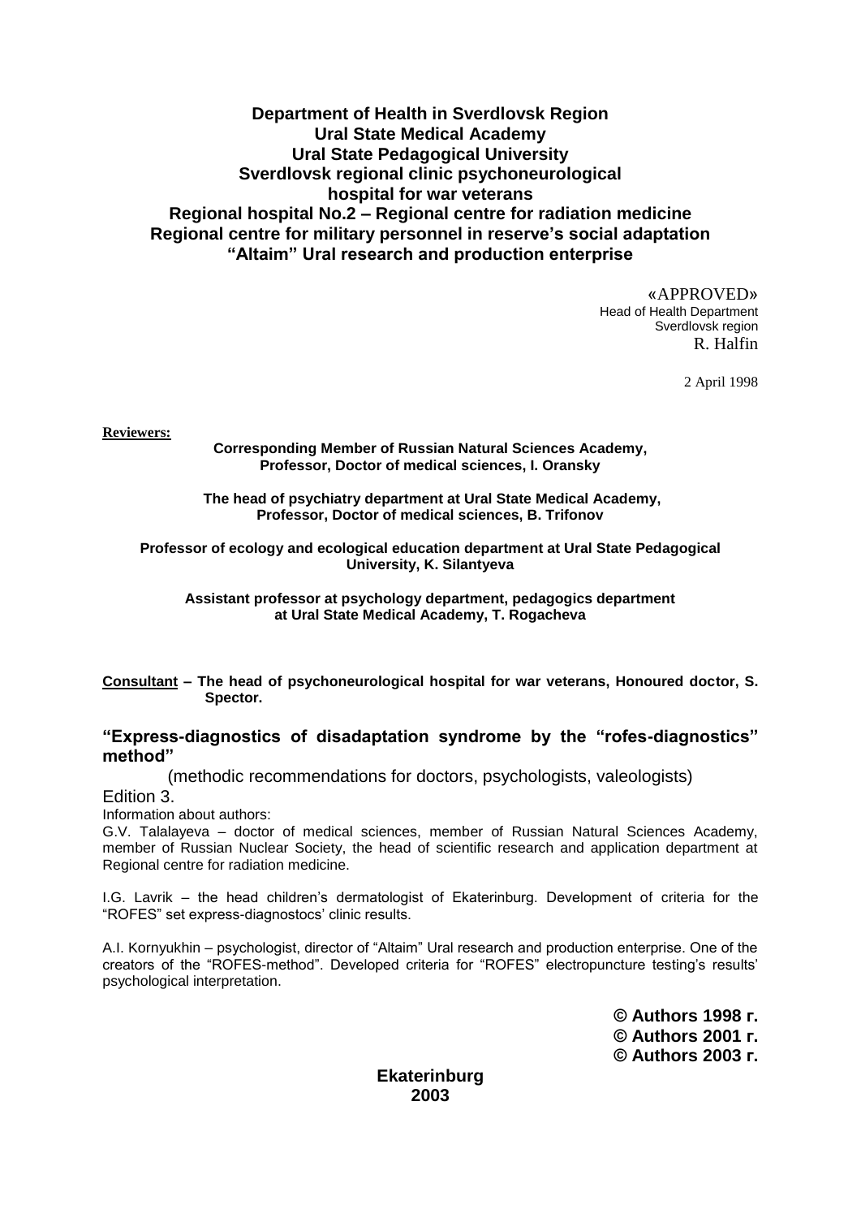**Department of Health in Sverdlovsk Region**
**Ural State Medical Academy**
**Ural State Pedagogical University**
**Sverdlovsk regional clinic psychoneurological hospital for war veterans**
**Regional hospital No.2 – Regional centre for radiation medicine**
**Regional centre for military personnel in reserve's social adaptation**
**"Altaim" Ural research and production enterprise**

«APPROVED»
Head of Health Department
Sverdlovsk region
R. Halfin

2 April 1998

**Reviewers:**

**Corresponding Member of Russian Natural Sciences Academy, Professor, Doctor of medical sciences, I. Oransky**

**The head of psychiatry department at Ural State Medical Academy, Professor, Doctor of medical sciences, B. Trifonov**

**Professor of ecology and ecological education department at Ural State Pedagogical University, K. Silantyeva**

**Assistant professor at psychology department, pedagogics department at Ural State Medical Academy, T. Rogacheva**

**Consultant – The head of psychoneurological hospital for war veterans, Honoured doctor, S. Spector.**

## "Express-diagnostics of disadaptation syndrome by the "rofes-diagnostics" method"

(methodic recommendations for doctors, psychologists, valeologists)

Edition 3.

Information about authors:

G.V. Talalayeva – doctor of medical sciences, member of Russian Natural Sciences Academy, member of Russian Nuclear Society, the head of scientific research and application department at Regional centre for radiation medicine.

I.G. Lavrik – the head children's dermatologist of Ekaterinburg. Development of criteria for the "ROFES" set express-diagnostocs' clinic results.

A.I. Kornyukhin – psychologist, director of "Altaim" Ural research and production enterprise. One of the creators of the "ROFES-method". Developed criteria for "ROFES" electropuncture testing's results' psychological interpretation.

**© Authors 1998 г.**
**© Authors 2001 г.**
**© Authors 2003 г.**

**Ekaterinburg**
**2003**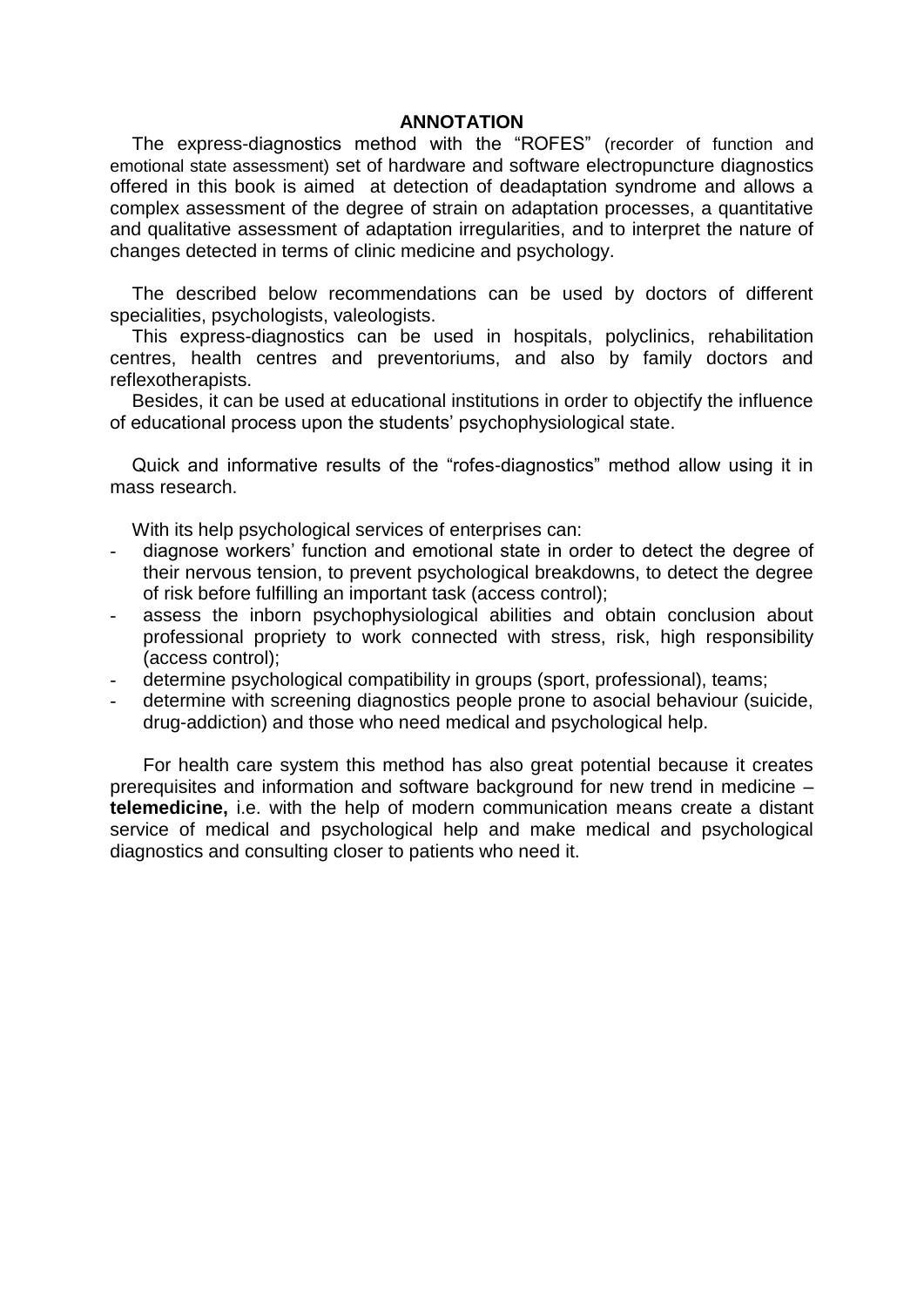## ANNOTATION

The express-diagnostics method with the "ROFES" (recorder of function and emotional state assessment) set of hardware and software electropuncture diagnostics offered in this book is aimed at detection of deadaptation syndrome and allows a complex assessment of the degree of strain on adaptation processes, a quantitative and qualitative assessment of adaptation irregularities, and to interpret the nature of changes detected in terms of clinic medicine and psychology.

The described below recommendations can be used by doctors of different specialities, psychologists, valeologists.

This express-diagnostics can be used in hospitals, polyclinics, rehabilitation centres, health centres and preventoriums, and also by family doctors and reflexotherapists.

Besides, it can be used at educational institutions in order to objectify the influence of educational process upon the students' psychophysiological state.

Quick and informative results of the "rofes-diagnostics" method allow using it in mass research.

With its help psychological services of enterprises can:

- diagnose workers' function and emotional state in order to detect the degree of their nervous tension, to prevent psychological breakdowns, to detect the degree of risk before fulfilling an important task (access control);
- assess the inborn psychophysiological abilities and obtain conclusion about professional propriety to work connected with stress, risk, high responsibility (access control);
- determine psychological compatibility in groups (sport, professional), teams;
- determine with screening diagnostics people prone to asocial behaviour (suicide, drug-addiction) and those who need medical and psychological help.

For health care system this method has also great potential because it creates prerequisites and information and software background for new trend in medicine – **telemedicine,** i.e. with the help of modern communication means create a distant service of medical and psychological help and make medical and psychological diagnostics and consulting closer to patients who need it.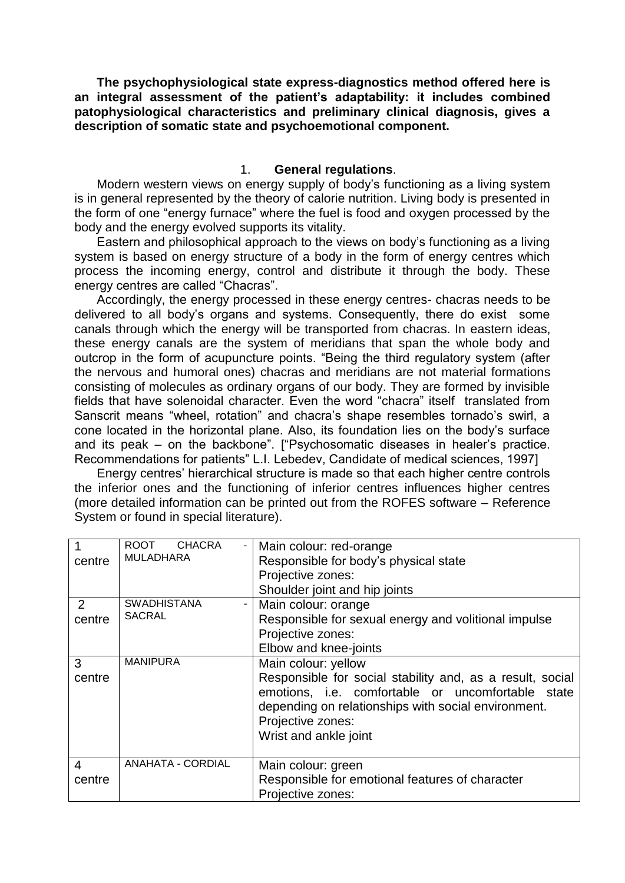**The psychophysiological state express-diagnostics method offered here is an integral assessment of the patient's adaptability: it includes combined patophysiological characteristics and preliminary clinical diagnosis, gives a description of somatic state and psychoemotional component.**

## 1. General regulations.

Modern western views on energy supply of body's functioning as a living system is in general represented by the theory of calorie nutrition. Living body is presented in the form of one "energy furnace" where the fuel is food and oxygen processed by the body and the energy evolved supports its vitality.

Eastern and philosophical approach to the views on body's functioning as a living system is based on energy structure of a body in the form of energy centres which process the incoming energy, control and distribute it through the body. These energy centres are called "Chacras".

Accordingly, the energy processed in these energy centres- chacras needs to be delivered to all body's organs and systems. Consequently, there do exist some canals through which the energy will be transported from chacras. In eastern ideas, these energy canals are the system of meridians that span the whole body and outcrop in the form of acupuncture points. "Being the third regulatory system (after the nervous and humoral ones) chacras and meridians are not material formations consisting of molecules as ordinary organs of our body. They are formed by invisible fields that have solenoidal character. Even the word "chacra" itself translated from Sanscrit means "wheel, rotation" and chacra's shape resembles tornado's swirl, a cone located in the horizontal plane. Also, its foundation lies on the body's surface and its peak – on the backbone". ["Psychosomatic diseases in healer's practice. Recommendations for patients" L.I. Lebedev, Candidate of medical sciences, 1997]

Energy centres' hierarchical structure is made so that each higher centre controls the inferior ones and the functioning of inferior centres influences higher centres (more detailed information can be printed out from the ROFES software – Reference System or found in special literature).

| | | |
|---|---|---|
| 1 centre | ROOT CHACRA - MULADHARA | Main colour: red-orange<br>Responsible for body's physical state<br>Projective zones:<br>Shoulder joint and hip joints |
| 2 centre | SWADHISTANA - SACRAL | Main colour: orange<br>Responsible for sexual energy and volitional impulse<br>Projective zones:<br>Elbow and knee-joints |
| 3 centre | MANIPURA | Main colour: yellow<br>Responsible for social stability and, as a result, social emotions, i.e. comfortable or uncomfortable state depending on relationships with social environment.<br>Projective zones:<br>Wrist and ankle joint |
| 4 centre | ANAHATA - CORDIAL | Main colour: green<br>Responsible for emotional features of character<br>Projective zones: |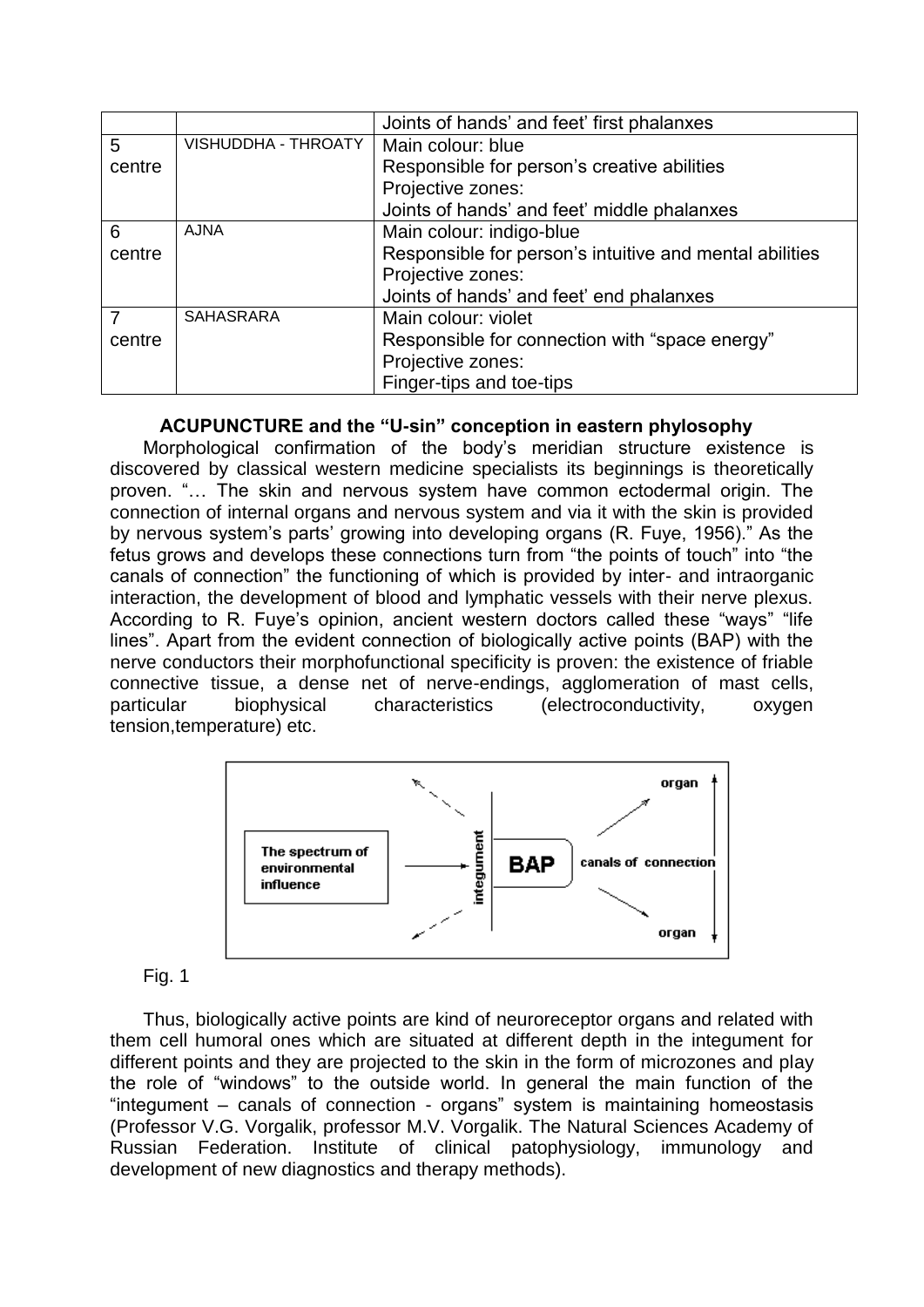|  |  | Joints of hands' and feet' first phalanxes |
|---|---|---|
| 5 centre | VISHUDDHA - THROATY | Main colour: blue<br>Responsible for person's creative abilities<br>Projective zones:<br>Joints of hands' and feet' middle phalanxes |
| 6 centre | AJNA | Main colour: indigo-blue<br>Responsible for person's intuitive and mental abilities<br>Projective zones:<br>Joints of hands' and feet' end phalanxes |
| 7 centre | SAHASRARA | Main colour: violet<br>Responsible for connection with "space energy"<br>Projective zones:<br>Finger-tips and toe-tips |

### ACUPUNCTURE and the "U-sin" conception in eastern phylosophy

Morphological confirmation of the body's meridian structure existence is discovered by classical western medicine specialists its beginnings is theoretically proven. "… The skin and nervous system have common ectodermal origin. The connection of internal organs and nervous system and via it with the skin is provided by nervous system's parts' growing into developing organs (R. Fuye, 1956)." As the fetus grows and develops these connections turn from "the points of touch" into "the canals of connection" the functioning of which is provided by inter- and intraorganic interaction, the development of blood and lymphatic vessels with their nerve plexus. According to R. Fuye's opinion, ancient western doctors called these "ways" "life lines". Apart from the evident connection of biologically active points (BAP) with the nerve conductors their morphofunctional specificity is proven: the existence of friable connective tissue, a dense net of nerve-endings, agglomeration of mast cells, particular biophysical characteristics (electroconductivity, oxygen tension,temperature) etc.

The spectrum of environmental influence → integument | BAP | canals of connection → organ / organ

Fig. 1

Thus, biologically active points are kind of neuroreceptor organs and related with them cell humoral ones which are situated at different depth in the integument for different points and they are projected to the skin in the form of microzones and play the role of "windows" to the outside world. In general the main function of the "integument – canals of connection - organs" system is maintaining homeostasis (Professor V.G. Vorgalik, professor M.V. Vorgalik. The Natural Sciences Academy of Russian Federation. Institute of clinical patophysiology, immunology and development of new diagnostics and therapy methods).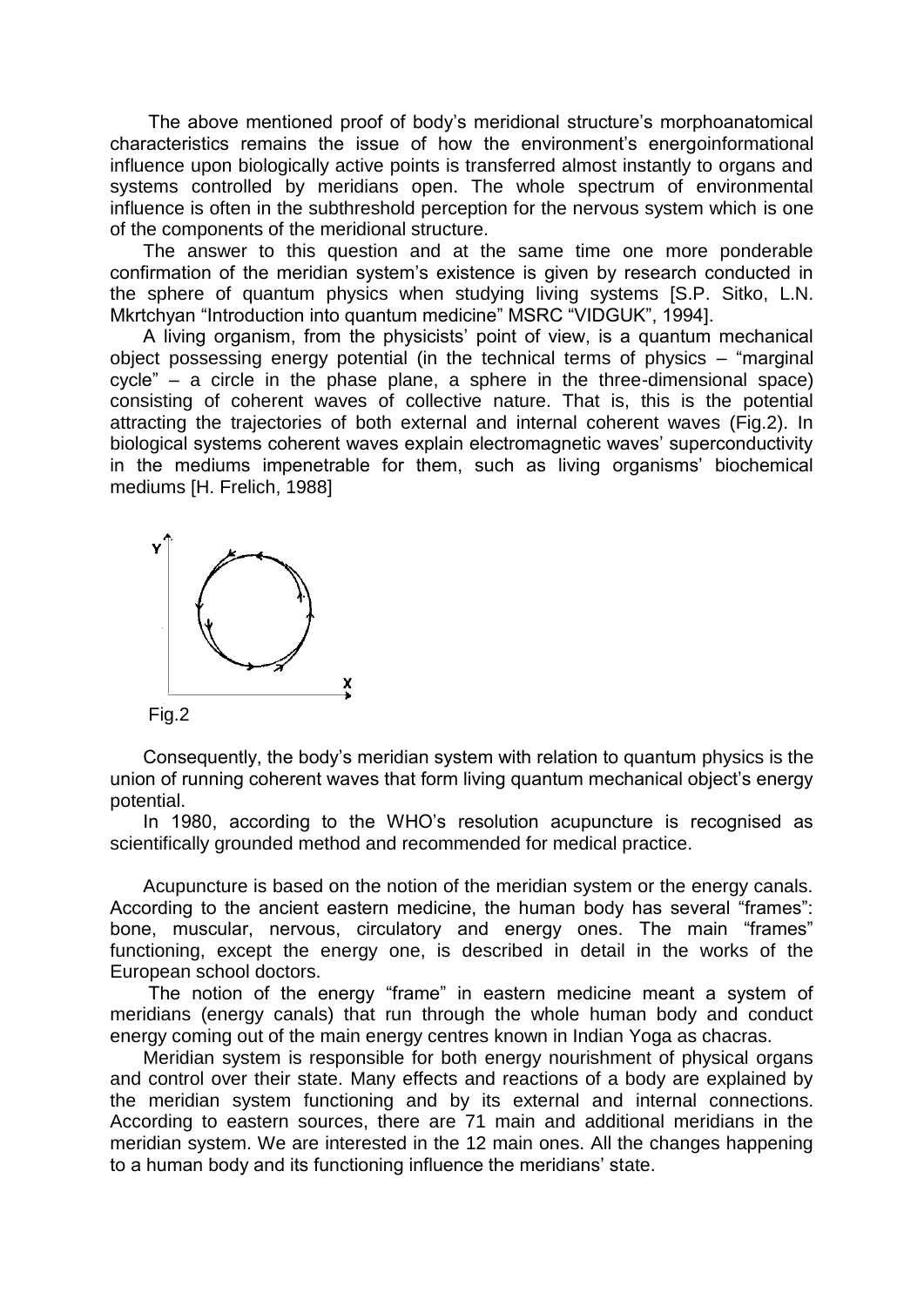The above mentioned proof of body's meridional structure's morphoanatomical characteristics remains the issue of how the environment's energoinformational influence upon biologically active points is transferred almost instantly to organs and systems controlled by meridians open. The whole spectrum of environmental influence is often in the subthreshold perception for the nervous system which is one of the components of the meridional structure.

The answer to this question and at the same time one more ponderable confirmation of the meridian system's existence is given by research conducted in the sphere of quantum physics when studying living systems [S.P. Sitko, L.N. Mkrtchyan "Introduction into quantum medicine" MSRC "VIDGUK", 1994].

A living organism, from the physicists' point of view, is a quantum mechanical object possessing energy potential (in the technical terms of physics – "marginal cycle" – a circle in the phase plane, a sphere in the three-dimensional space) consisting of coherent waves of collective nature. That is, this is the potential attracting the trajectories of both external and internal coherent waves (Fig.2). In biological systems coherent waves explain electromagnetic waves' superconductivity in the mediums impenetrable for them, such as living organisms' biochemical mediums [H. Frelich, 1988]

Fig.2

Consequently, the body's meridian system with relation to quantum physics is the union of running coherent waves that form living quantum mechanical object's energy potential.

In 1980, according to the WHO's resolution acupuncture is recognised as scientifically grounded method and recommended for medical practice.

Acupuncture is based on the notion of the meridian system or the energy canals. According to the ancient eastern medicine, the human body has several "frames": bone, muscular, nervous, circulatory and energy ones. The main "frames" functioning, except the energy one, is described in detail in the works of the European school doctors.

The notion of the energy "frame" in eastern medicine meant a system of meridians (energy canals) that run through the whole human body and conduct energy coming out of the main energy centres known in Indian Yoga as chacras.

Meridian system is responsible for both energy nourishment of physical organs and control over their state. Many effects and reactions of a body are explained by the meridian system functioning and by its external and internal connections. According to eastern sources, there are 71 main and additional meridians in the meridian system. We are interested in the 12 main ones. All the changes happening to a human body and its functioning influence the meridians' state.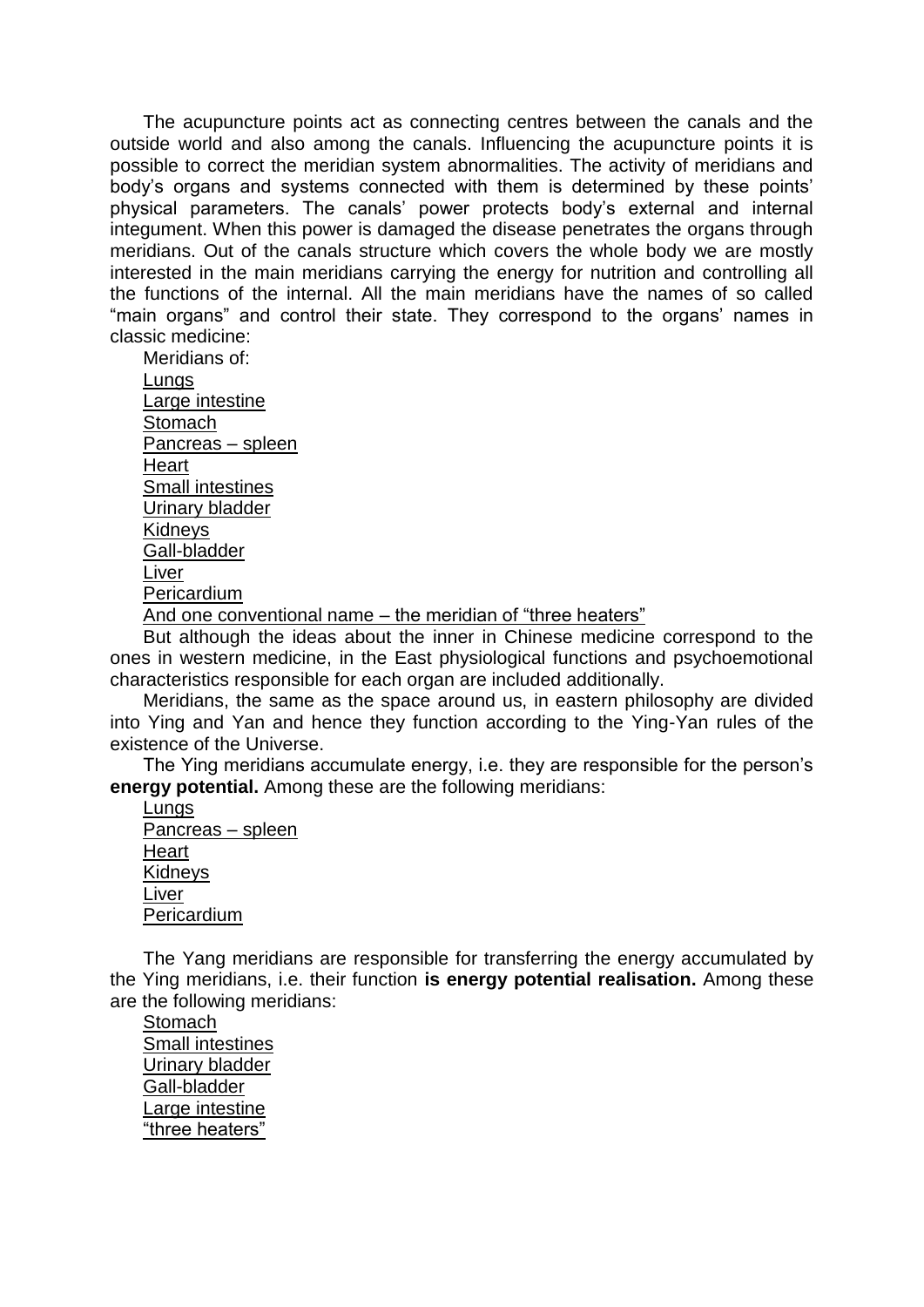The acupuncture points act as connecting centres between the canals and the outside world and also among the canals. Influencing the acupuncture points it is possible to correct the meridian system abnormalities. The activity of meridians and body's organs and systems connected with them is determined by these points' physical parameters. The canals' power protects body's external and internal integument. When this power is damaged the disease penetrates the organs through meridians. Out of the canals structure which covers the whole body we are mostly interested in the main meridians carrying the energy for nutrition and controlling all the functions of the internal. All the main meridians have the names of so called "main organs" and control their state. They correspond to the organs' names in classic medicine:

Meridians of:

Lungs
Large intestine
Stomach
Pancreas – spleen
Heart
Small intestines
Urinary bladder
Kidneys
Gall-bladder
Liver
Pericardium
And one conventional name – the meridian of "three heaters"

But although the ideas about the inner in Chinese medicine correspond to the ones in western medicine, in the East physiological functions and psychoemotional characteristics responsible for each organ are included additionally.

Meridians, the same as the space around us, in eastern philosophy are divided into Ying and Yan and hence they function according to the Ying-Yan rules of the existence of the Universe.

The Ying meridians accumulate energy, i.e. they are responsible for the person's **energy potential.** Among these are the following meridians:

Lungs
Pancreas – spleen
Heart
Kidneys
Liver
Pericardium

The Yang meridians are responsible for transferring the energy accumulated by the Ying meridians, i.e. their function **is energy potential realisation.** Among these are the following meridians:

Stomach
Small intestines
Urinary bladder
Gall-bladder
Large intestine
"three heaters"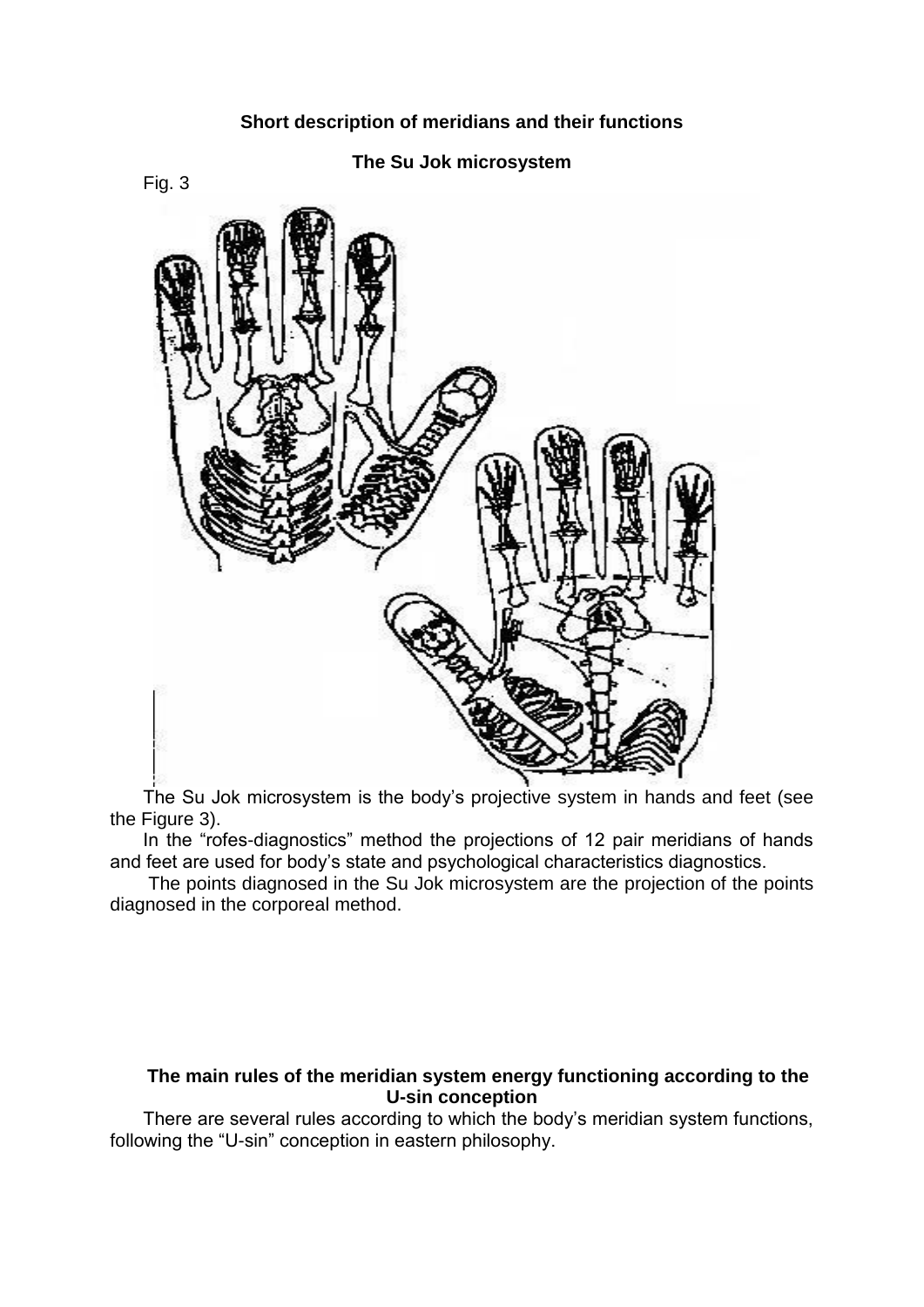### Short description of meridians and their functions

### The Su Jok microsystem

Fig. 3

The Su Jok microsystem is the body's projective system in hands and feet (see the Figure 3).

In the "rofes-diagnostics" method the projections of 12 pair meridians of hands and feet are used for body's state and psychological characteristics diagnostics.

The points diagnosed in the Su Jok microsystem are the projection of the points diagnosed in the corporeal method.

### The main rules of the meridian system energy functioning according to the U-sin conception

There are several rules according to which the body's meridian system functions, following the "U-sin" conception in eastern philosophy.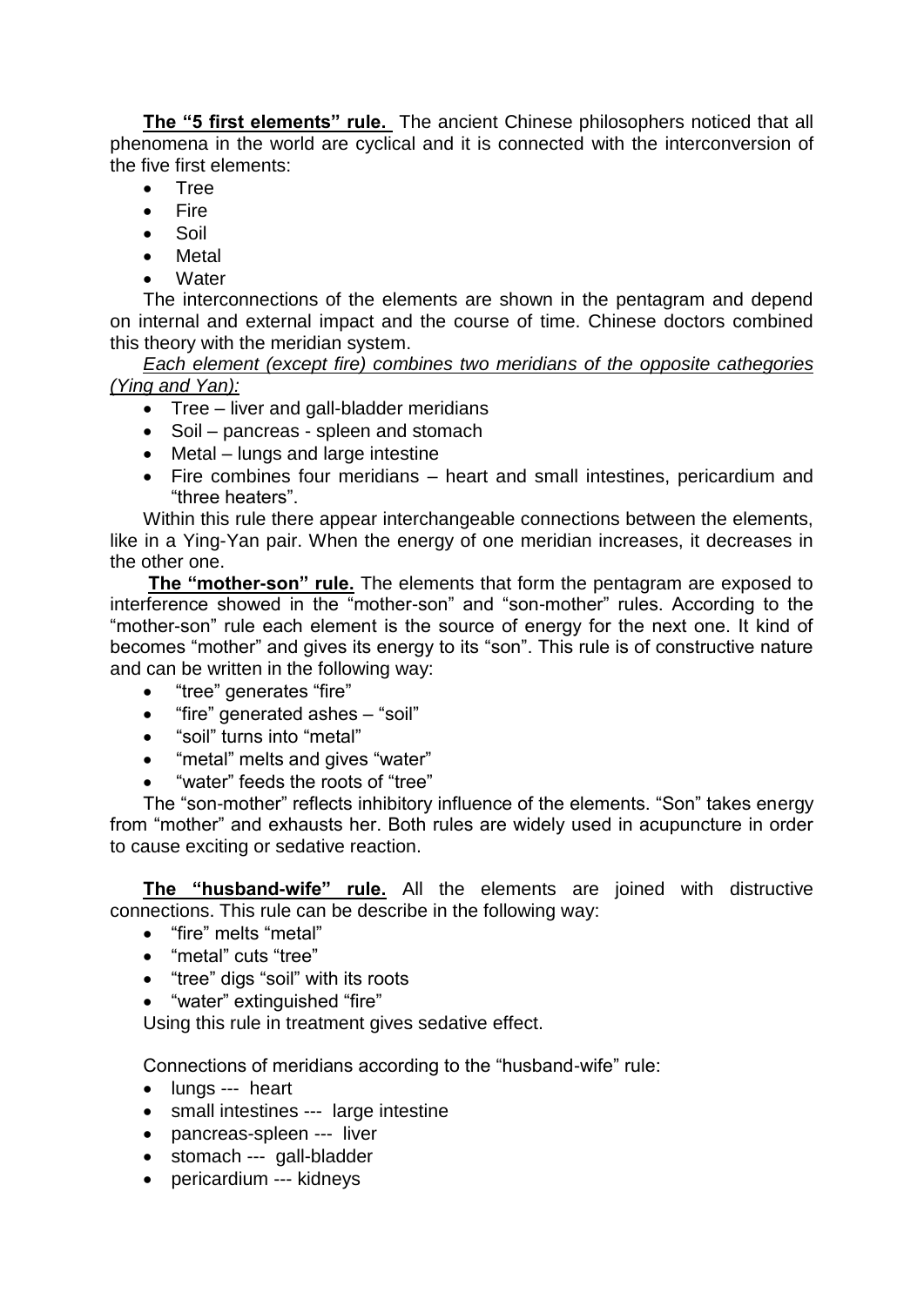**The "5 first elements" rule.** The ancient Chinese philosophers noticed that all phenomena in the world are cyclical and it is connected with the interconversion of the five first elements:

- Tree
- Fire
- Soil
- Metal
- Water

The interconnections of the elements are shown in the pentagram and depend on internal and external impact and the course of time. Chinese doctors combined this theory with the meridian system.

*Each element (except fire) combines two meridians of the opposite cathegories (Ying and Yan):*

- Tree – liver and gall-bladder meridians
- Soil – pancreas - spleen and stomach
- Metal – lungs and large intestine
- Fire combines four meridians – heart and small intestines, pericardium and "three heaters".

Within this rule there appear interchangeable connections between the elements, like in a Ying-Yan pair. When the energy of one meridian increases, it decreases in the other one.

**The "mother-son" rule.** The elements that form the pentagram are exposed to interference showed in the "mother-son" and "son-mother" rules. According to the "mother-son" rule each element is the source of energy for the next one. It kind of becomes "mother" and gives its energy to its "son". This rule is of constructive nature and can be written in the following way:

- "tree" generates "fire"
- "fire" generated ashes – "soil"
- "soil" turns into "metal"
- "metal" melts and gives "water"
- "water" feeds the roots of "tree"

The "son-mother" reflects inhibitory influence of the elements. "Son" takes energy from "mother" and exhausts her. Both rules are widely used in acupuncture in order to cause exciting or sedative reaction.

**The "husband-wife" rule.** All the elements are joined with distructive connections. This rule can be describe in the following way:

- "fire" melts "metal"
- "metal" cuts "tree"
- "tree" digs "soil" with its roots
- "water" extinguished "fire"

Using this rule in treatment gives sedative effect.

Connections of meridians according to the "husband-wife" rule:

- lungs --- heart
- small intestines --- large intestine
- pancreas-spleen --- liver
- stomach --- gall-bladder
- pericardium --- kidneys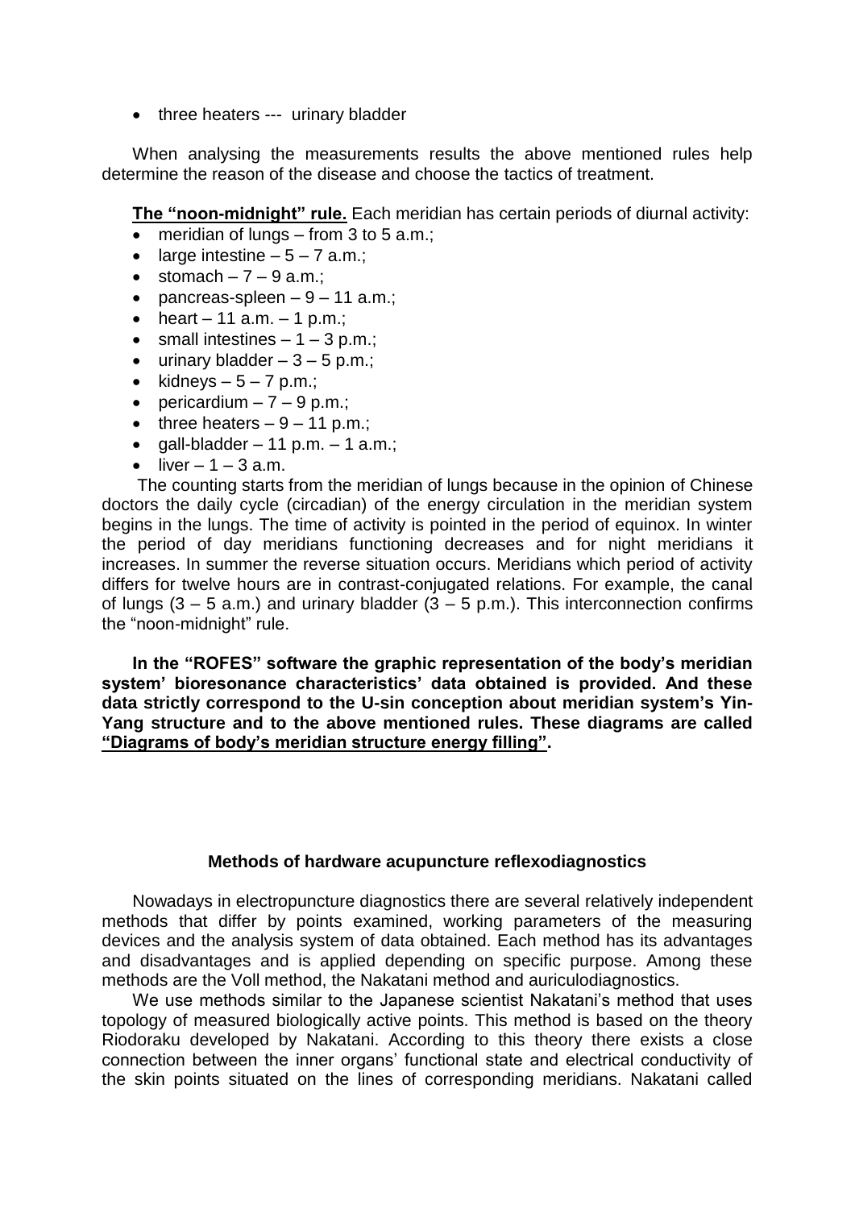- three heaters --- urinary bladder

When analysing the measurements results the above mentioned rules help determine the reason of the disease and choose the tactics of treatment.

**<u>The "noon-midnight" rule.</u>** Each meridian has certain periods of diurnal activity:

- meridian of lungs – from 3 to 5 a.m.;
- large intestine – 5 – 7 a.m.;
- stomach – 7 – 9 a.m.;
- pancreas-spleen – 9 – 11 a.m.;
- heart – 11 a.m. – 1 p.m.;
- small intestines – 1 – 3 p.m.;
- urinary bladder – 3 – 5 p.m.;
- kidneys – 5 – 7 p.m.;
- pericardium – 7 – 9 p.m.;
- three heaters – 9 – 11 p.m.;
- gall-bladder – 11 p.m. – 1 a.m.;
- liver – 1 – 3 a.m.

The counting starts from the meridian of lungs because in the opinion of Chinese doctors the daily cycle (circadian) of the energy circulation in the meridian system begins in the lungs. The time of activity is pointed in the period of equinox. In winter the period of day meridians functioning decreases and for night meridians it increases. In summer the reverse situation occurs. Meridians which period of activity differs for twelve hours are in contrast-conjugated relations. For example, the canal of lungs (3 – 5 a.m.) and urinary bladder (3 – 5 p.m.). This interconnection confirms the "noon-midnight" rule.

**In the "ROFES" software the graphic representation of the body's meridian system' bioresonance characteristics' data obtained is provided. And these data strictly correspond to the U-sin conception about meridian system's Yin-Yang structure and to the above mentioned rules. These diagrams are called <u>"Diagrams of body's meridian structure energy filling"</u>.**

### Methods of hardware acupuncture reflexodiagnostics

Nowadays in electropuncture diagnostics there are several relatively independent methods that differ by points examined, working parameters of the measuring devices and the analysis system of data obtained. Each method has its advantages and disadvantages and is applied depending on specific purpose. Among these methods are the Voll method, the Nakatani method and auriculodiagnostics.

We use methods similar to the Japanese scientist Nakatani's method that uses topology of measured biologically active points. This method is based on the theory Riodoraku developed by Nakatani. According to this theory there exists a close connection between the inner organs' functional state and electrical conductivity of the skin points situated on the lines of corresponding meridians. Nakatani called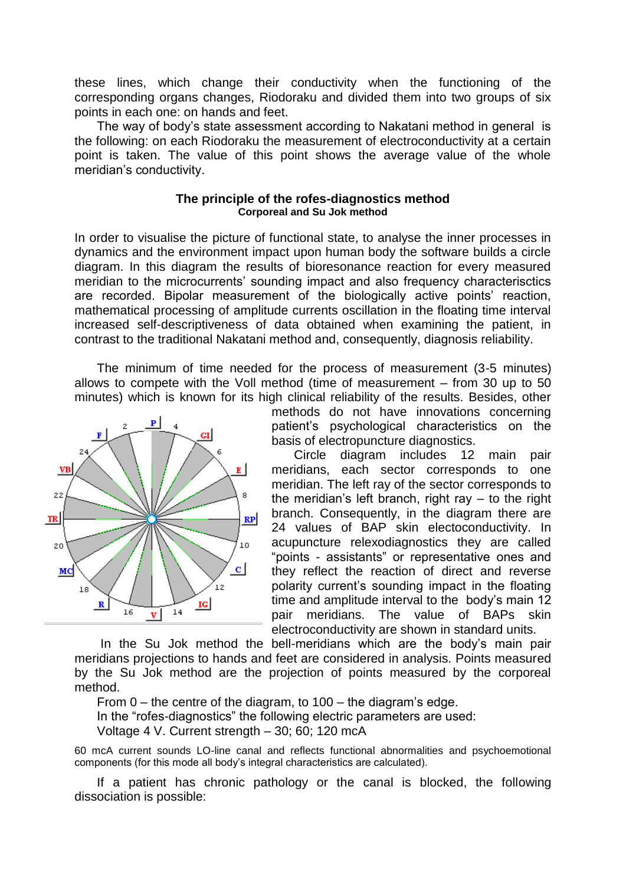these lines, which change their conductivity when the functioning of the corresponding organs changes, Riodoraku and divided them into two groups of six points in each one: on hands and feet.

The way of body's state assessment according to Nakatani method in general is the following: on each Riodoraku the measurement of electroconductivity at a certain point is taken. The value of this point shows the average value of the whole meridian's conductivity.

### The principle of the rofes-diagnostics method

#### Corporeal and Su Jok method

In order to visualise the picture of functional state, to analyse the inner processes in dynamics and the environment impact upon human body the software builds a circle diagram. In this diagram the results of bioresonance reaction for every measured meridian to the microcurrents' sounding impact and also frequency characterisctics are recorded. Bipolar measurement of the biologically active points' reaction, mathematical processing of amplitude currents oscillation in the floating time interval increased self-descriptiveness of data obtained when examining the patient, in contrast to the traditional Nakatani method and, consequently, diagnosis reliability.

The minimum of time needed for the process of measurement (3-5 minutes) allows to compete with the Voll method (time of measurement – from 30 up to 50 minutes) which is known for its high clinical reliability of the results. Besides, other methods do not have innovations concerning patient's psychological characteristics on the basis of electropuncture diagnostics.

Circle diagram includes 12 main pair meridians, each sector corresponds to one meridian. The left ray of the sector corresponds to the meridian's left branch, right ray – to the right branch. Consequently, in the diagram there are 24 values of BAP skin electoconductivity. In acupuncture relexodiagnostics they are called "points - assistants" or representative ones and they reflect the reaction of direct and reverse polarity current's sounding impact in the floating time and amplitude interval to the body's main 12 pair meridians. The value of BAPs skin electroconductivity are shown in standard units.

In the Su Jok method the bell-meridians which are the body's main pair meridians projections to hands and feet are considered in analysis. Points measured by the Su Jok method are the projection of points measured by the corporeal method.

From 0 – the centre of the diagram, to 100 – the diagram's edge.

In the "rofes-diagnostics" the following electric parameters are used:

Voltage 4 V. Current strength – 30; 60; 120 mcA

60 mcA current sounds LO-line canal and reflects functional abnormalities and psychoemotional components (for this mode all body's integral characteristics are calculated).

If a patient has chronic pathology or the canal is blocked, the following dissociation is possible: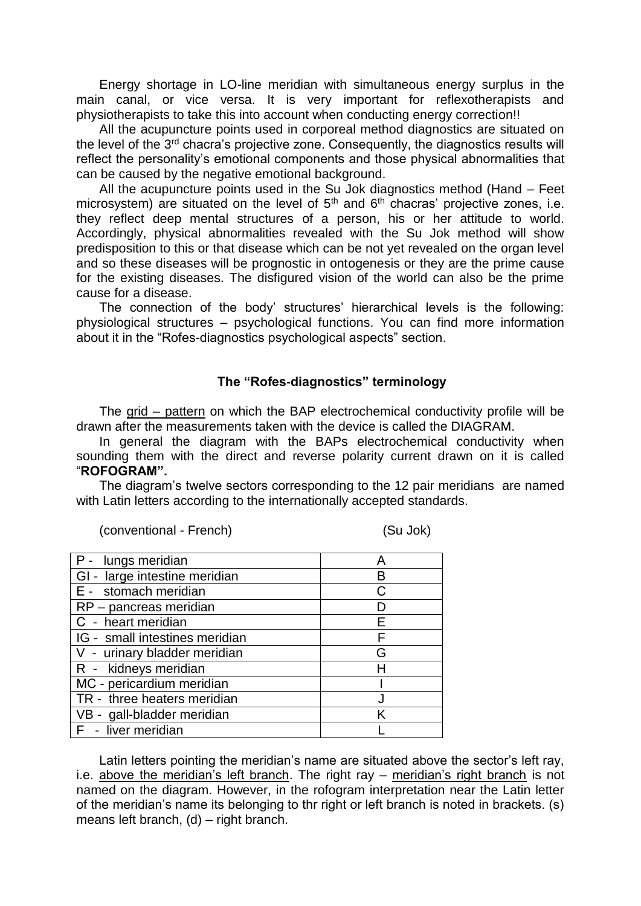Energy shortage in LO-line meridian with simultaneous energy surplus in the main canal, or vice versa. It is very important for reflexotherapists and physiotherapists to take this into account when conducting energy correction!!

All the acupuncture points used in corporeal method diagnostics are situated on the level of the 3rd chacra's projective zone. Consequently, the diagnostics results will reflect the personality's emotional components and those physical abnormalities that can be caused by the negative emotional background.

All the acupuncture points used in the Su Jok diagnostics method (Hand – Feet microsystem) are situated on the level of 5th and 6th chacras' projective zones, i.e. they reflect deep mental structures of a person, his or her attitude to world. Accordingly, physical abnormalities revealed with the Su Jok method will show predisposition to this or that disease which can be not yet revealed on the organ level and so these diseases will be prognostic in ontogenesis or they are the prime cause for the existing diseases. The disfigured vision of the world can also be the prime cause for a disease.

The connection of the body' structures' hierarchical levels is the following: physiological structures – psychological functions. You can find more information about it in the "Rofes-diagnostics psychological aspects" section.

## The "Rofes-diagnostics" terminology

The grid – pattern on which the BAP electrochemical conductivity profile will be drawn after the measurements taken with the device is called the DIAGRAM.

In general the diagram with the BAPs electrochemical conductivity when sounding them with the direct and reverse polarity current drawn on it is called "**ROFOGRAM".**

The diagram's twelve sectors corresponding to the 12 pair meridians are named with Latin letters according to the internationally accepted standards.

| (conventional - French) | (Su Jok) |
|---|---|
| P - lungs meridian | A |
| GI - large intestine meridian | B |
| E - stomach meridian | C |
| RP – pancreas meridian | D |
| C - heart meridian | E |
| IG - small intestines meridian | F |
| V - urinary bladder meridian | G |
| R - kidneys meridian | H |
| MC - pericardium meridian | I |
| TR - three heaters meridian | J |
| VB - gall-bladder meridian | K |
| F - liver meridian | L |

Latin letters pointing the meridian's name are situated above the sector's left ray, i.e. above the meridian's left branch. The right ray – meridian's right branch is not named on the diagram. However, in the rofogram interpretation near the Latin letter of the meridian's name its belonging to thr right or left branch is noted in brackets. (s) means left branch, (d) – right branch.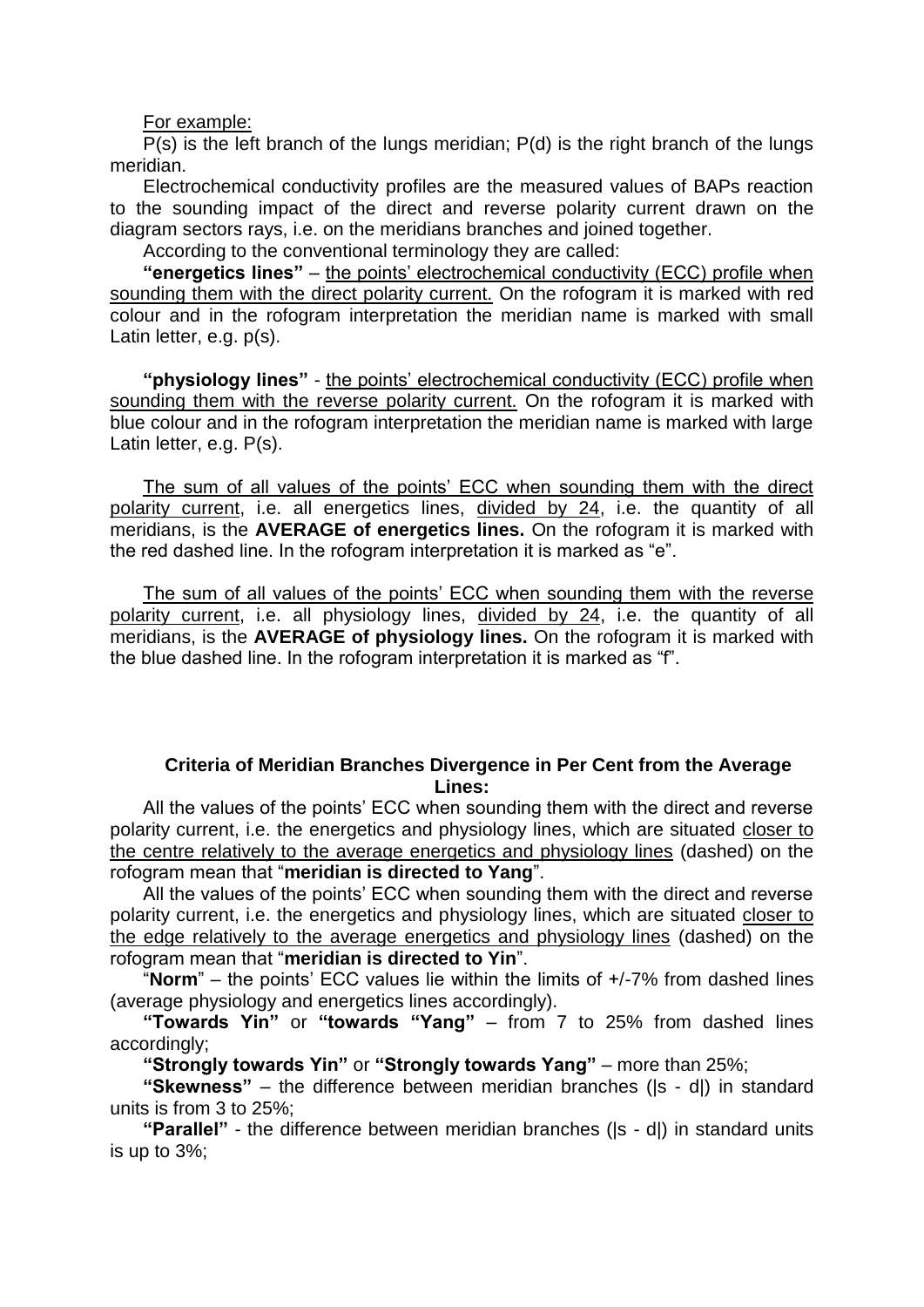For example:

P(s) is the left branch of the lungs meridian; P(d) is the right branch of the lungs meridian.

Electrochemical conductivity profiles are the measured values of BAPs reaction to the sounding impact of the direct and reverse polarity current drawn on the diagram sectors rays, i.e. on the meridians branches and joined together.

According to the conventional terminology they are called:

**"energetics lines"** – the points' electrochemical conductivity (ECC) profile when sounding them with the direct polarity current. On the rofogram it is marked with red colour and in the rofogram interpretation the meridian name is marked with small Latin letter, e.g. p(s).

**"physiology lines"** - the points' electrochemical conductivity (ECC) profile when sounding them with the reverse polarity current. On the rofogram it is marked with blue colour and in the rofogram interpretation the meridian name is marked with large Latin letter, e.g. P(s).

The sum of all values of the points' ECC when sounding them with the direct polarity current, i.e. all energetics lines, divided by 24, i.e. the quantity of all meridians, is the **AVERAGE of energetics lines.** On the rofogram it is marked with the red dashed line. In the rofogram interpretation it is marked as "e".

The sum of all values of the points' ECC when sounding them with the reverse polarity current, i.e. all physiology lines, divided by 24, i.e. the quantity of all meridians, is the **AVERAGE of physiology lines.** On the rofogram it is marked with the blue dashed line. In the rofogram interpretation it is marked as "f".

### Criteria of Meridian Branches Divergence in Per Cent from the Average Lines:

All the values of the points' ECC when sounding them with the direct and reverse polarity current, i.e. the energetics and physiology lines, which are situated closer to the centre relatively to the average energetics and physiology lines (dashed) on the rofogram mean that "**meridian is directed to Yang**".

All the values of the points' ECC when sounding them with the direct and reverse polarity current, i.e. the energetics and physiology lines, which are situated closer to the edge relatively to the average energetics and physiology lines (dashed) on the rofogram mean that "**meridian is directed to Yin**".

"**Norm**" – the points' ECC values lie within the limits of +/-7% from dashed lines (average physiology and energetics lines accordingly).

**"Towards Yin"** or **"towards "Yang"** – from 7 to 25% from dashed lines accordingly;

**"Strongly towards Yin"** or **"Strongly towards Yang"** – more than 25%;

**"Skewness"** – the difference between meridian branches (|s - d|) in standard units is from 3 to 25%;

**"Parallel"** - the difference between meridian branches (|s - d|) in standard units is up to 3%;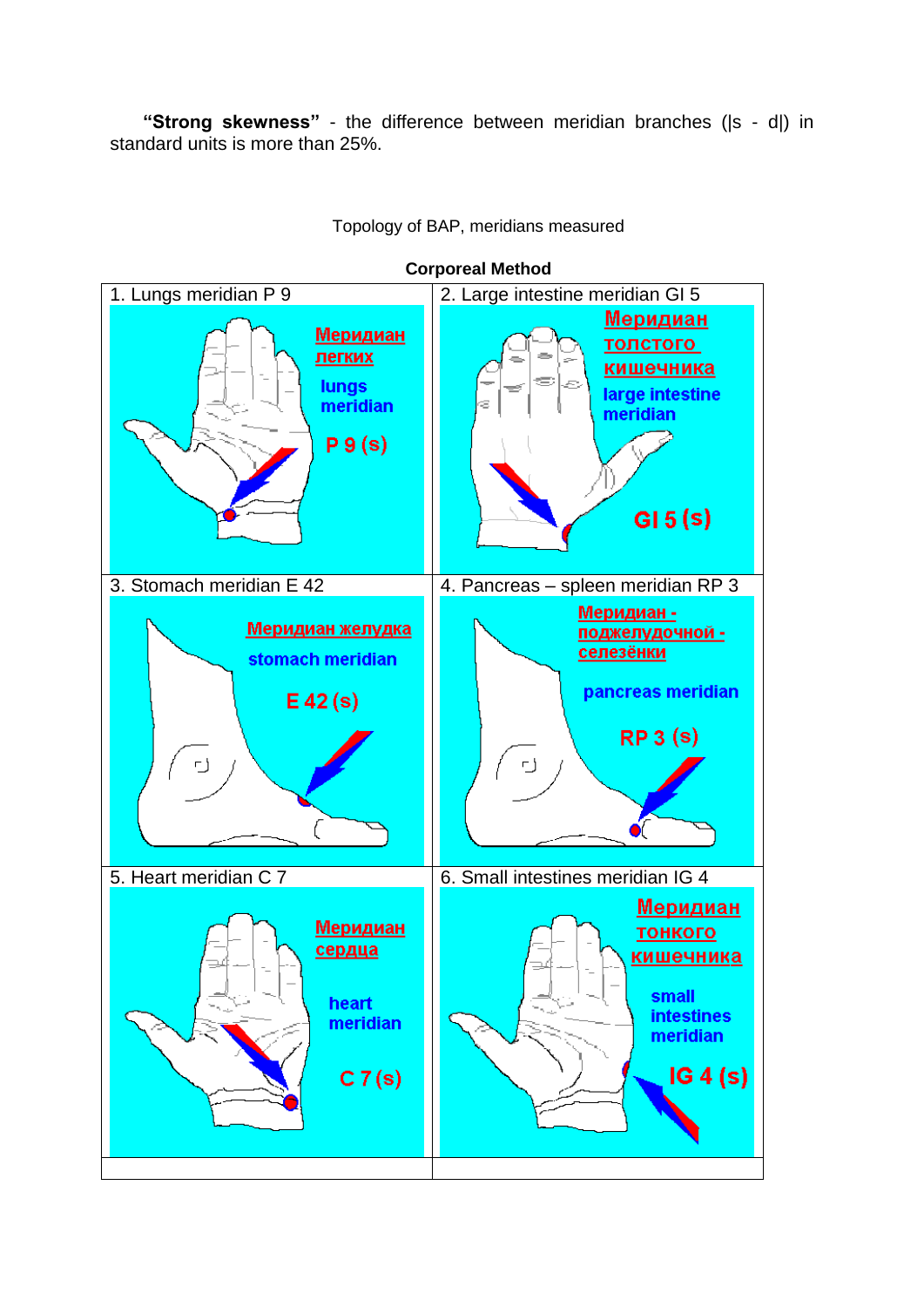**"Strong skewness"** - the difference between meridian branches ($|s - d|$) in standard units is more than 25%.

Topology of BAP, meridians measured

**Corporeal Method**

| 1. Lungs meridian P 9 | 2. Large intestine meridian GI 5 |
| --- | --- |
| Меридиан легких<br>lungs meridian<br>P 9 (s) | Меридиан толстого кишечника<br>large intestine meridian<br>GI 5 (s) |
| 3. Stomach meridian E 42 | 4. Pancreas – spleen meridian RP 3 |
| Меридиан желудка<br>stomach meridian<br>E 42 (s) | Меридиан - поджелудочной - селезёнки<br>pancreas meridian<br>RP 3 (s) |
| 5. Heart meridian C 7 | 6. Small intestines meridian IG 4 |
| Меридиан сердца<br>heart meridian<br>C 7 (s) | Меридиан тонкого кишечника<br>small intestines meridian<br>IG 4 (s) |
| | |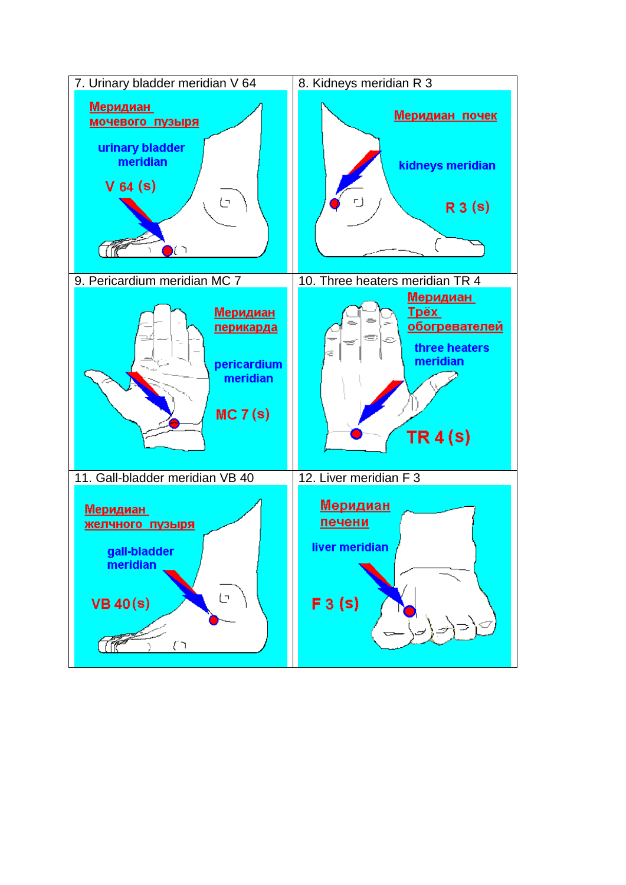| 7. Urinary bladder meridian V 64 | 8. Kidneys meridian R 3 |
| --- | --- |
| Меридиан мочевого пузыря<br>urinary bladder meridian<br>V 64 (s) | Меридиан почек<br>kidneys meridian<br>R 3 (s) |
| 9. Pericardium meridian MC 7 | 10. Three heaters meridian TR 4 |
| Меридиан перикарда<br>pericardium meridian<br>MC 7 (s) | Меридиан Трёх обогревателей<br>three heaters meridian<br>TR 4 (s) |
| 11. Gall-bladder meridian VB 40 | 12. Liver meridian F 3 |
| Меридиан желчного пузыря<br>gall-bladder meridian<br>VB 40 (s) | Меридиан печени<br>liver meridian<br>F 3 (s) |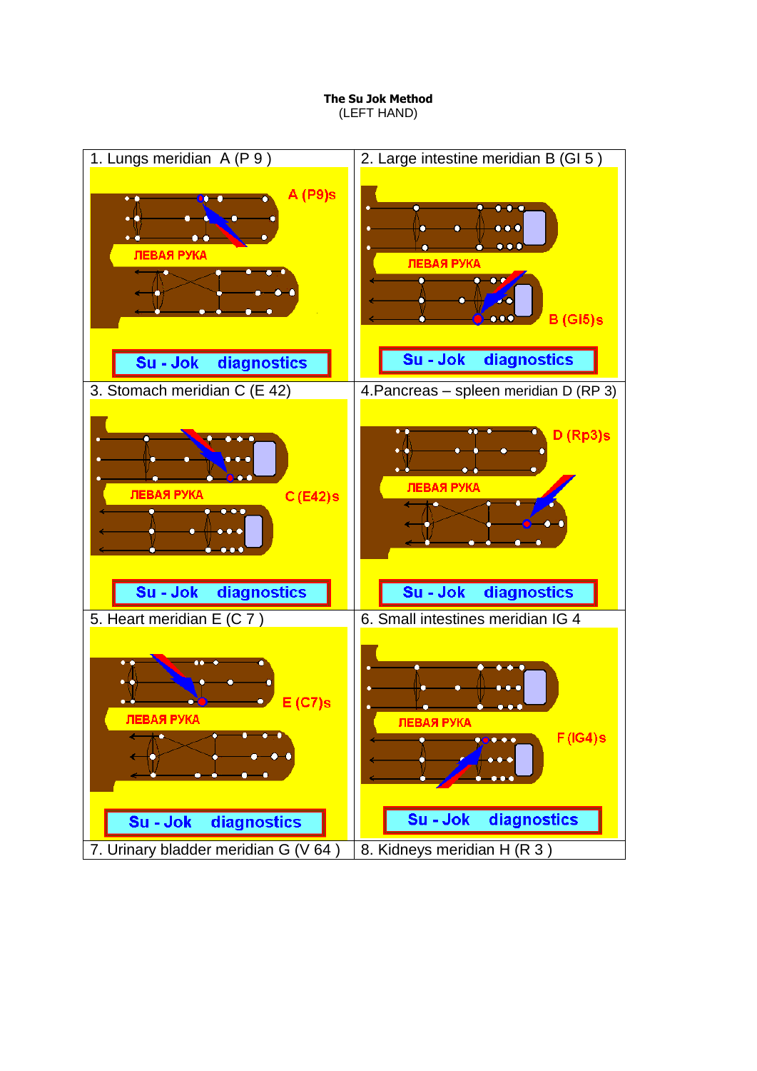**The Su Jok Method**
(LEFT HAND)

| 1. Lungs meridian A (P 9 ) | 2. Large intestine meridian B (GI 5 ) |
| --- | --- |
| A (P9)s<br>ЛЕВАЯ РУКА<br>Su - Jok diagnostics | ЛЕВАЯ РУКА<br>B (Gi5)s<br>Su - Jok diagnostics |
| 3. Stomach meridian C (E 42) | 4.Pancreas – spleen meridian D (RP 3) |
| ЛЕВАЯ РУКА<br>C (E42)s<br>Su - Jok diagnostics | D (Rp3)s<br>ЛЕВАЯ РУКА<br>Su - Jok diagnostics |
| 5. Heart meridian E (C 7 ) | 6. Small intestines meridian IG 4 |
| E (C7)s<br>ЛЕВАЯ РУКА<br>Su - Jok diagnostics | ЛЕВАЯ РУКА<br>F (IG4)s<br>Su - Jok diagnostics |
| 7. Urinary bladder meridian G (V 64 ) | 8. Kidneys meridian H (R 3 ) |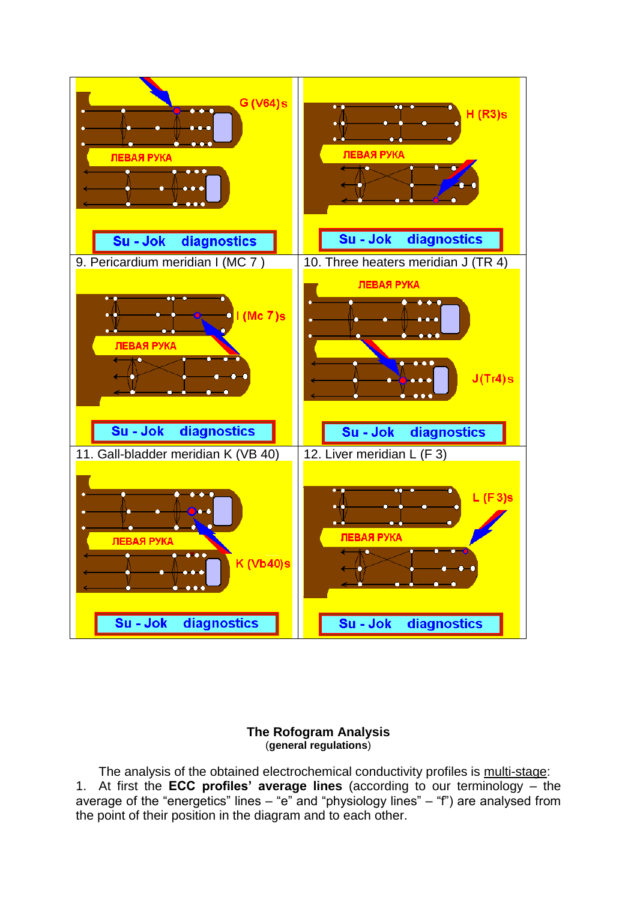| | |
|---|---|
| G (V64)s ЛЕВАЯ РУКА Su - Jok diagnostics | H (R3)s ЛЕВАЯ РУКА Su - Jok diagnostics |
| 9. Pericardium meridian I (MC 7 ) | 10. Three heaters meridian J (TR 4) |
| I (Mc 7)s ЛЕВАЯ РУКА Su - Jok diagnostics | ЛЕВАЯ РУКА J(Tr4)s Su - Jok diagnostics |
| 11. Gall-bladder meridian K (VB 40) | 12. Liver meridian L (F 3) |
| ЛЕВАЯ РУКА K (Vb40)s Su - Jok diagnostics | L (F 3)s ЛЕВАЯ РУКА Su - Jok diagnostics |

**The Rofogram Analysis**
(**general regulations**)

The analysis of the obtained electrochemical conductivity profiles is multi-stage:

1. At first the **ECC profiles' average lines** (according to our terminology – the average of the "energetics" lines – "e" and "physiology lines" – "f") are analysed from the point of their position in the diagram and to each other.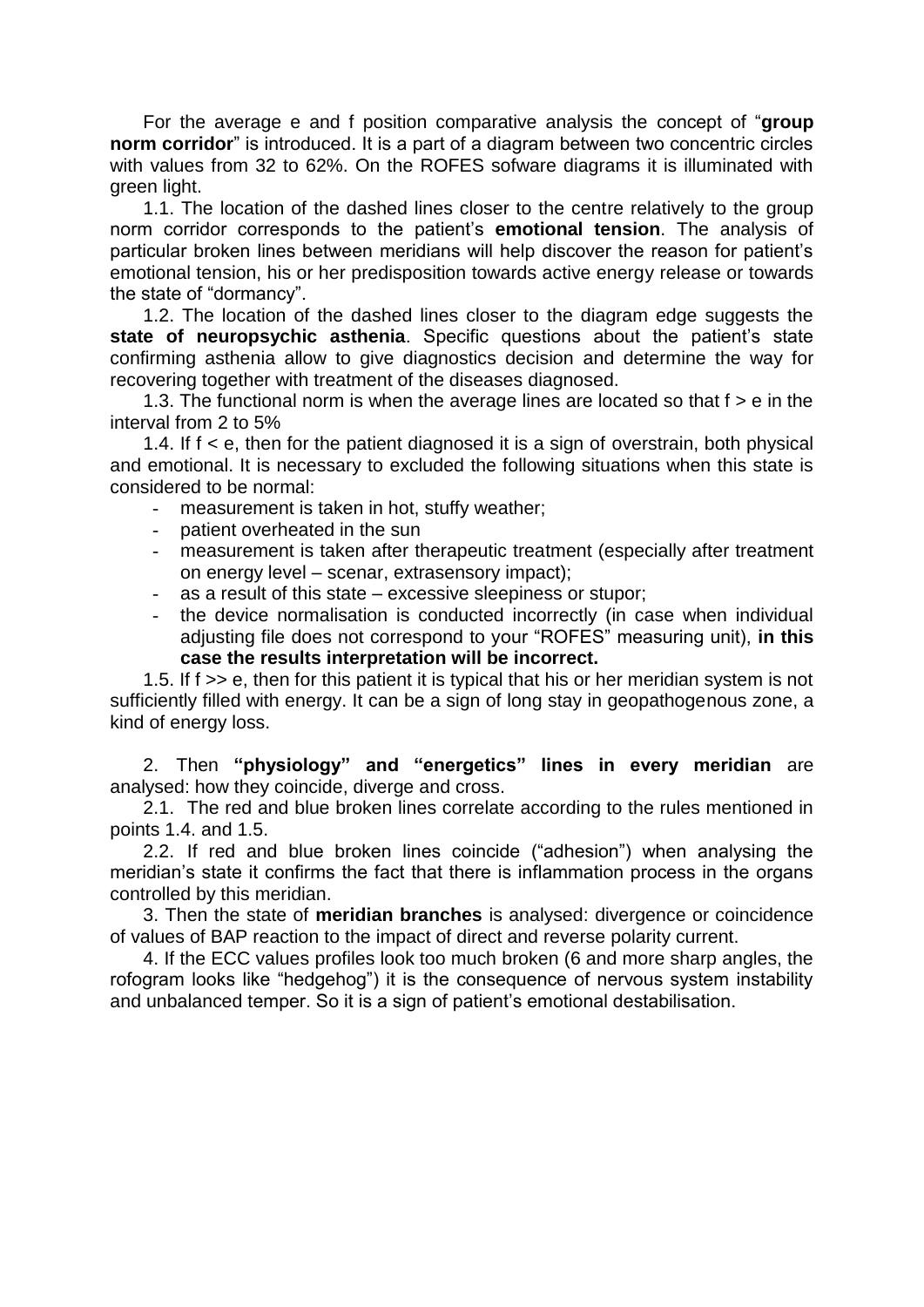For the average e and f position comparative analysis the concept of "**group norm corridor**" is introduced. It is a part of a diagram between two concentric circles with values from 32 to 62%. On the ROFES sofware diagrams it is illuminated with green light.

1.1. The location of the dashed lines closer to the centre relatively to the group norm corridor corresponds to the patient's **emotional tension**. The analysis of particular broken lines between meridians will help discover the reason for patient's emotional tension, his or her predisposition towards active energy release or towards the state of "dormancy".

1.2. The location of the dashed lines closer to the diagram edge suggests the **state of neuropsychic asthenia**. Specific questions about the patient's state confirming asthenia allow to give diagnostics decision and determine the way for recovering together with treatment of the diseases diagnosed.

1.3. The functional norm is when the average lines are located so that f > e in the interval from 2 to 5%

1.4. If f < e, then for the patient diagnosed it is a sign of overstrain, both physical and emotional. It is necessary to excluded the following situations when this state is considered to be normal:

- measurement is taken in hot, stuffy weather;
- patient overheated in the sun
- measurement is taken after therapeutic treatment (especially after treatment on energy level – scenar, extrasensory impact);
- as a result of this state – excessive sleepiness or stupor;
- the device normalisation is conducted incorrectly (in case when individual adjusting file does not correspond to your "ROFES" measuring unit), **in this case the results interpretation will be incorrect.**

1.5. If f >> e, then for this patient it is typical that his or her meridian system is not sufficiently filled with energy. It can be a sign of long stay in geopathogenous zone, a kind of energy loss.

2. Then **"physiology" and "energetics" lines in every meridian** are analysed: how they coincide, diverge and cross.

2.1. The red and blue broken lines correlate according to the rules mentioned in points 1.4. and 1.5.

2.2. If red and blue broken lines coincide ("adhesion") when analysing the meridian's state it confirms the fact that there is inflammation process in the organs controlled by this meridian.

3. Then the state of **meridian branches** is analysed: divergence or coincidence of values of BAP reaction to the impact of direct and reverse polarity current.

4. If the ECC values profiles look too much broken (6 and more sharp angles, the rofogram looks like "hedgehog") it is the consequence of nervous system instability and unbalanced temper. So it is a sign of patient's emotional destabilisation.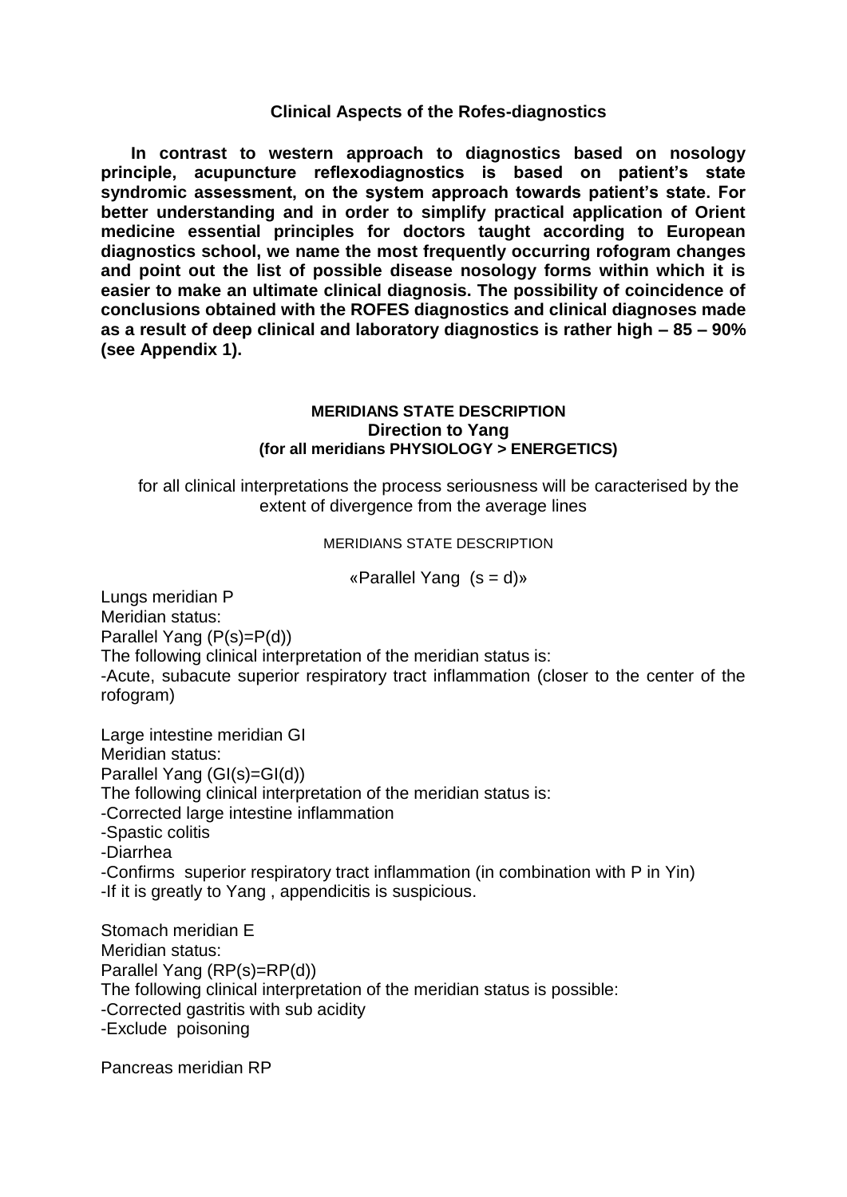## Clinical Aspects of the Rofes-diagnostics

**In contrast to western approach to diagnostics based on nosology principle, acupuncture reflexodiagnostics is based on patient's state syndromic assessment, on the system approach towards patient's state. For better understanding and in order to simplify practical application of Orient medicine essential principles for doctors taught according to European diagnostics school, we name the most frequently occurring rofogram changes and point out the list of possible disease nosology forms within which it is easier to make an ultimate clinical diagnosis. The possibility of coincidence of conclusions obtained with the ROFES diagnostics and clinical diagnoses made as a result of deep clinical and laboratory diagnostics is rather high – 85 – 90% (see Appendix 1).**

### MERIDIANS STATE DESCRIPTION
### Direction to Yang
#### (for all meridians PHYSIOLOGY > ENERGETICS)

for all clinical interpretations the process seriousness will be caracterised by the extent of divergence from the average lines

MERIDIANS STATE DESCRIPTION

«Parallel Yang (s = d)»

Lungs meridian P
Meridian status:
Parallel Yang (P(s)=P(d))
The following clinical interpretation of the meridian status is:
-Acute, subacute superior respiratory tract inflammation (closer to the center of the rofogram)

Large intestine meridian GI
Meridian status:
Parallel Yang (GI(s)=GI(d))
The following clinical interpretation of the meridian status is:
-Corrected large intestine inflammation
-Spastic colitis
-Diarrhea
-Confirms superior respiratory tract inflammation (in combination with P in Yin)
-If it is greatly to Yang , appendicitis is suspicious.

Stomach meridian E
Meridian status:
Parallel Yang (RP(s)=RP(d))
The following clinical interpretation of the meridian status is possible:
-Corrected gastritis with sub acidity
-Exclude poisoning

Pancreas meridian RP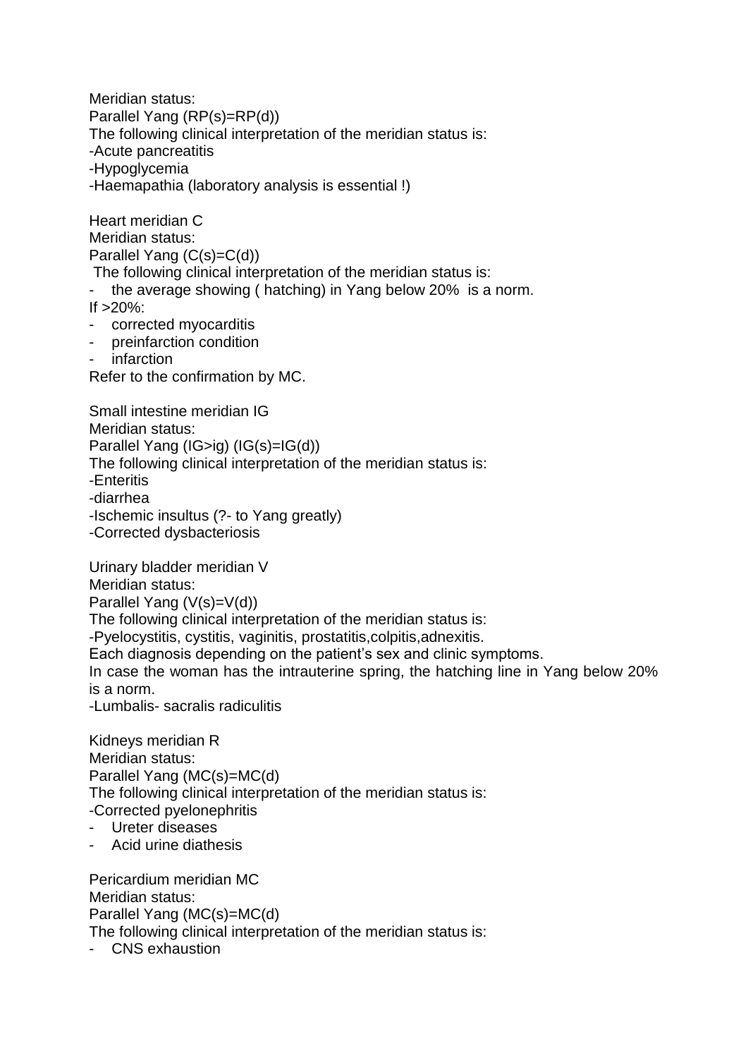Meridian status:
Parallel Yang (RP(s)=RP(d))
The following clinical interpretation of the meridian status is:
-Acute pancreatitis
-Hypoglycemia
-Haemapathia (laboratory analysis is essential !)

Heart meridian C
Meridian status:
Parallel Yang (C(s)=C(d))
The following clinical interpretation of the meridian status is:
- the average showing ( hatching) in Yang below 20% is a norm.

If >20%:
- corrected myocarditis
- preinfarction condition
- infarction

Refer to the confirmation by MC.

Small intestine meridian IG
Meridian status:
Parallel Yang (IG>ig) (IG(s)=IG(d))
The following clinical interpretation of the meridian status is:
-Enteritis
-diarrhea
-Ischemic insultus (?- to Yang greatly)
-Corrected dysbacteriosis

Urinary bladder meridian V
Meridian status:
Parallel Yang (V(s)=V(d))
The following clinical interpretation of the meridian status is:
-Pyelocystitis, cystitis, vaginitis, prostatitis,colpitis,adnexitis.
Each diagnosis depending on the patient's sex and clinic symptoms.
In case the woman has the intrauterine spring, the hatching line in Yang below 20% is a norm.
-Lumbalis- sacralis radiculitis

Kidneys meridian R
Meridian status:
Parallel Yang (MC(s)=MC(d)
The following clinical interpretation of the meridian status is:
-Corrected pyelonephritis
- Ureter diseases
- Acid urine diathesis

Pericardium meridian MC
Meridian status:
Parallel Yang (MC(s)=MC(d)
The following clinical interpretation of the meridian status is:
- CNS exhaustion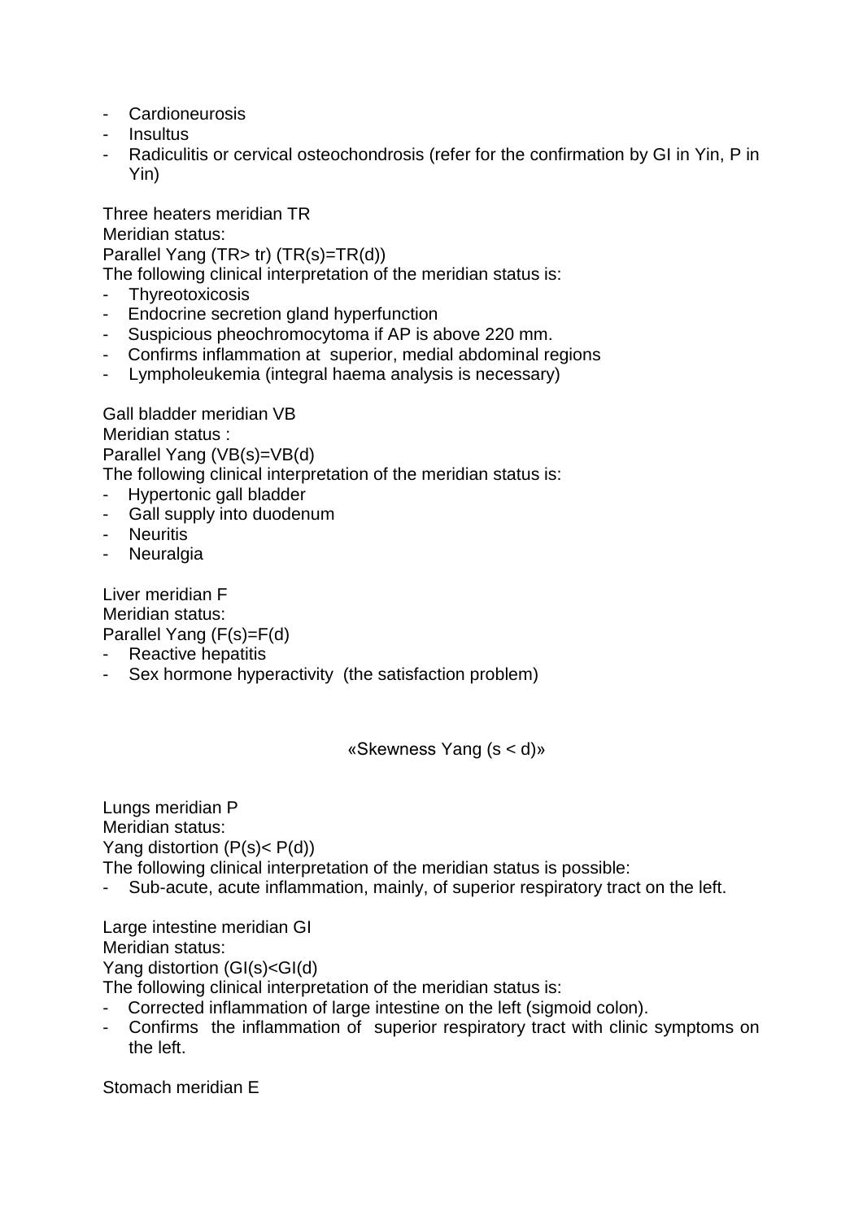- Cardioneurosis
- Insultus
- Radiculitis or cervical osteochondrosis (refer for the confirmation by GI in Yin, P in Yin)

Three heaters meridian TR
Meridian status:
Parallel Yang (TR> tr) (TR(s)=TR(d))
The following clinical interpretation of the meridian status is:

- Thyreotoxicosis
- Endocrine secretion gland hyperfunction
- Suspicious pheochromocytoma if AP is above 220 mm.
- Confirms inflammation at superior, medial abdominal regions
- Lympholeukemia (integral haema analysis is necessary)

Gall bladder meridian VB
Meridian status :
Parallel Yang (VB(s)=VB(d)
The following clinical interpretation of the meridian status is:

- Hypertonic gall bladder
- Gall supply into duodenum
- Neuritis
- Neuralgia

Liver meridian F
Meridian status:
Parallel Yang (F(s)=F(d)

- Reactive hepatitis
- Sex hormone hyperactivity (the satisfaction problem)

«Skewness Yang (s < d)»

Lungs meridian P
Meridian status:
Yang distortion (P(s)< P(d))
The following clinical interpretation of the meridian status is possible:

- Sub-acute, acute inflammation, mainly, of superior respiratory tract on the left.

Large intestine meridian GI
Meridian status:
Yang distortion (GI(s)<GI(d)
The following clinical interpretation of the meridian status is:

- Corrected inflammation of large intestine on the left (sigmoid colon).
- Confirms the inflammation of superior respiratory tract with clinic symptoms on the left.

Stomach meridian E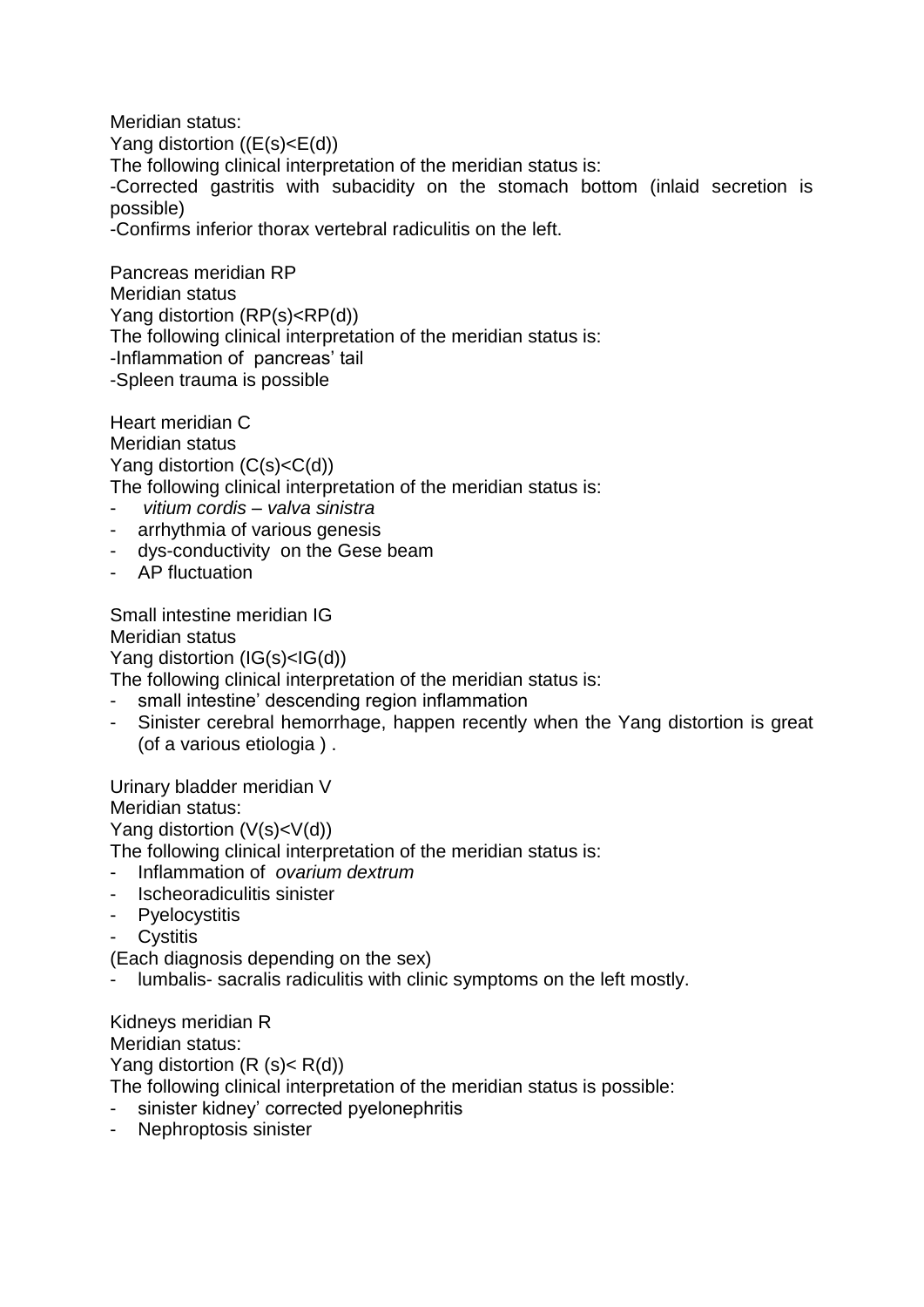Meridian status:

Yang distortion ((E(s)<E(d))

The following clinical interpretation of the meridian status is:

-Corrected gastritis with subacidity on the stomach bottom (inlaid secretion is possible)

-Confirms inferior thorax vertebral radiculitis on the left.

Pancreas meridian RP

Meridian status

Yang distortion (RP(s)<RP(d))

The following clinical interpretation of the meridian status is:

-Inflammation of pancreas' tail

-Spleen trauma is possible

Heart meridian C

Meridian status

Yang distortion (C(s)<C(d))

The following clinical interpretation of the meridian status is:

- *vitium cordis – valva sinistra*
- arrhythmia of various genesis
- dys-conductivity on the Gese beam
- AP fluctuation

Small intestine meridian IG

Meridian status

Yang distortion (IG(s)<IG(d))

The following clinical interpretation of the meridian status is:

- small intestine' descending region inflammation
- Sinister cerebral hemorrhage, happen recently when the Yang distortion is great (of a various etiologia ) .

Urinary bladder meridian V

Meridian status:

Yang distortion (V(s)<V(d))

The following clinical interpretation of the meridian status is:

- Inflammation of *ovarium dextrum*
- Ischeoradiculitis sinister
- Pyelocystitis
- Cystitis

(Each diagnosis depending on the sex)

- lumbalis- sacralis radiculitis with clinic symptoms on the left mostly.

Kidneys meridian R

Meridian status:

Yang distortion (R (s)< R(d))

The following clinical interpretation of the meridian status is possible:

- sinister kidney' corrected pyelonephritis
- Nephroptosis sinister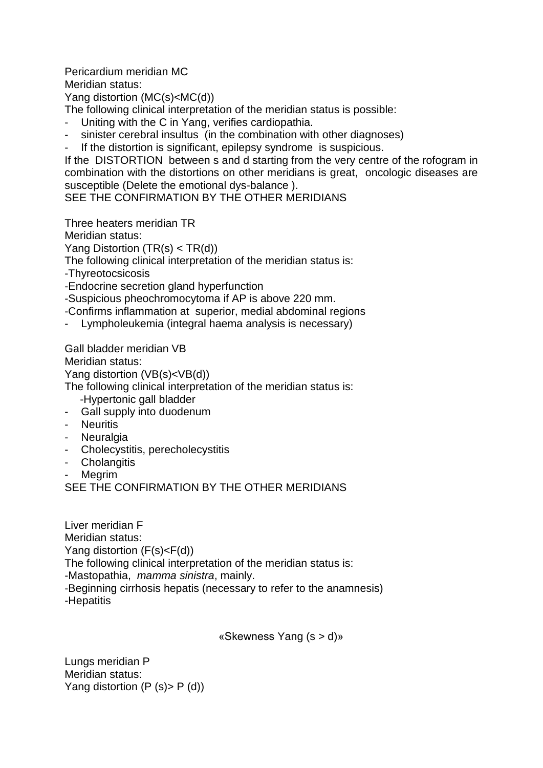Pericardium meridian MC

Meridian status:

Yang distortion (MC(s)<MC(d))

The following clinical interpretation of the meridian status is possible:

- Uniting with the C in Yang, verifies cardiopathia.
- sinister cerebral insultus (in the combination with other diagnoses)
- If the distortion is significant, epilepsy syndrome is suspicious.

If the DISTORTION between s and d starting from the very centre of the rofogram in combination with the distortions on other meridians is great, oncologic diseases are susceptible (Delete the emotional dys-balance ).

SEE THE CONFIRMATION BY THE OTHER MERIDIANS

Three heaters meridian TR

Meridian status:

Yang Distortion (TR(s) < TR(d))

The following clinical interpretation of the meridian status is:

-Thyreotocsicosis

-Endocrine secretion gland hyperfunction

-Suspicious pheochromocytoma if AP is above 220 mm.

-Confirms inflammation at superior, medial abdominal regions

- Lympholeukemia (integral haema analysis is necessary)

Gall bladder meridian VB

Meridian status:

Yang distortion (VB(s)<VB(d))

The following clinical interpretation of the meridian status is:

-Hypertonic gall bladder
- Gall supply into duodenum
- Neuritis
- Neuralgia
- Cholecystitis, perecholecystitis
- Cholangitis
- Megrim

SEE THE CONFIRMATION BY THE OTHER MERIDIANS

Liver meridian F

Meridian status:

Yang distortion (F(s)<F(d))

The following clinical interpretation of the meridian status is:

-Mastopathia, *mamma sinistra*, mainly.

-Beginning cirrhosis hepatis (necessary to refer to the anamnesis)

-Hepatitis

«Skewness Yang (s > d)»

Lungs meridian P

Meridian status:

Yang distortion (P (s)> P (d))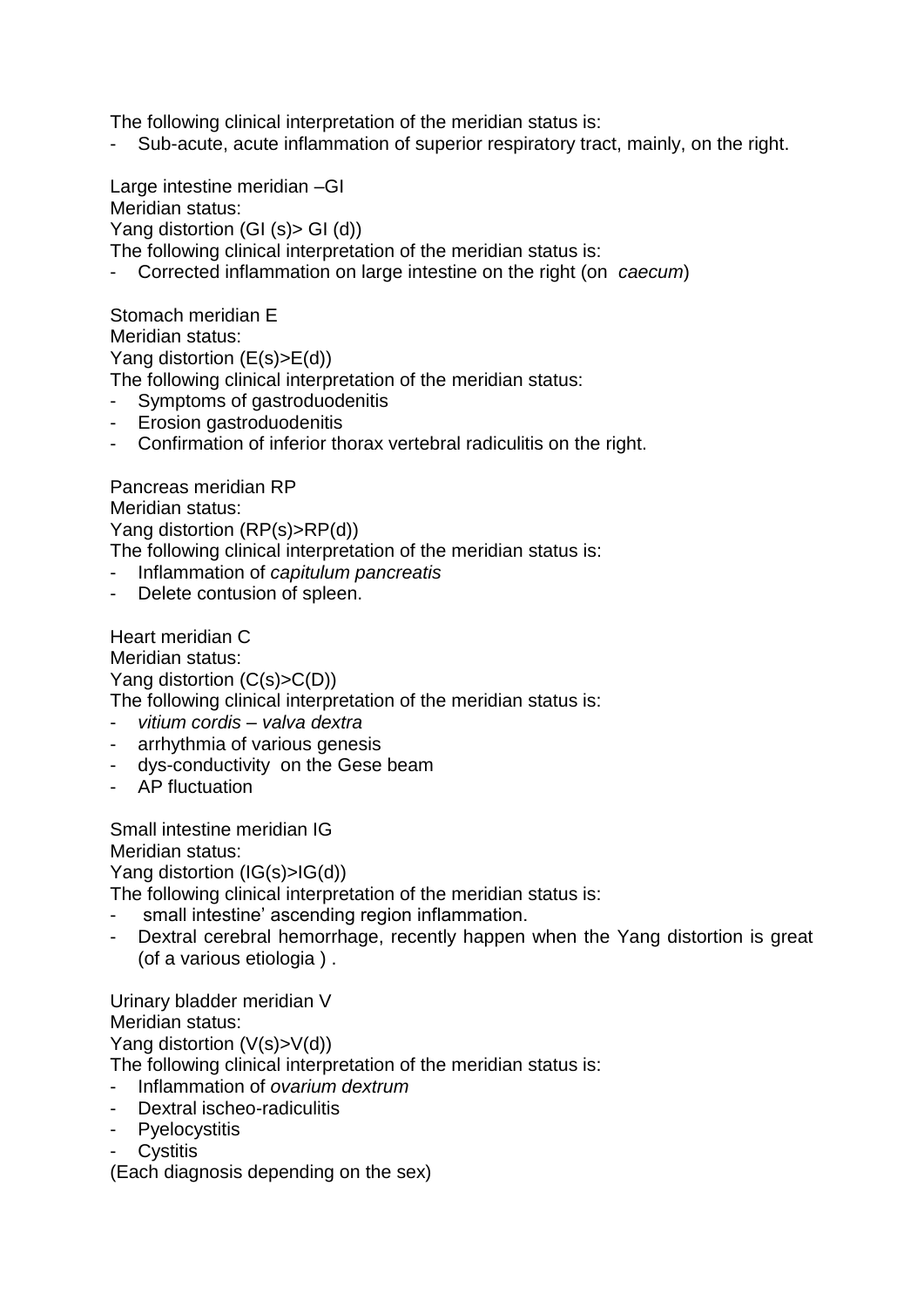The following clinical interpretation of the meridian status is:

- Sub-acute, acute inflammation of superior respiratory tract, mainly, on the right.

Large intestine meridian –GI

Meridian status:

Yang distortion (GI (s)> GI (d))

The following clinical interpretation of the meridian status is:

- Corrected inflammation on large intestine on the right (on *caecum*)

Stomach meridian E

Meridian status:

Yang distortion (E(s)>E(d))

The following clinical interpretation of the meridian status:

- Symptoms of gastroduodenitis
- Erosion gastroduodenitis
- Confirmation of inferior thorax vertebral radiculitis on the right.

Pancreas meridian RP

Meridian status:

Yang distortion (RP(s)>RP(d))

The following clinical interpretation of the meridian status is:

- Inflammation of *capitulum pancreatis*
- Delete contusion of spleen.

Heart meridian C

Meridian status:

Yang distortion (C(s)>C(D))

The following clinical interpretation of the meridian status is:

- *vitium cordis – valva dextra*
- arrhythmia of various genesis
- dys-conductivity on the Gese beam
- AP fluctuation

Small intestine meridian IG

Meridian status:

Yang distortion (IG(s)>IG(d))

The following clinical interpretation of the meridian status is:

- small intestine' ascending region inflammation.
- Dextral cerebral hemorrhage, recently happen when the Yang distortion is great (of a various etiologia ) .

Urinary bladder meridian V

Meridian status:

Yang distortion (V(s)>V(d))

The following clinical interpretation of the meridian status is:

- Inflammation of *ovarium dextrum*
- Dextral ischeo-radiculitis
- Pyelocystitis
- Cystitis

(Each diagnosis depending on the sex)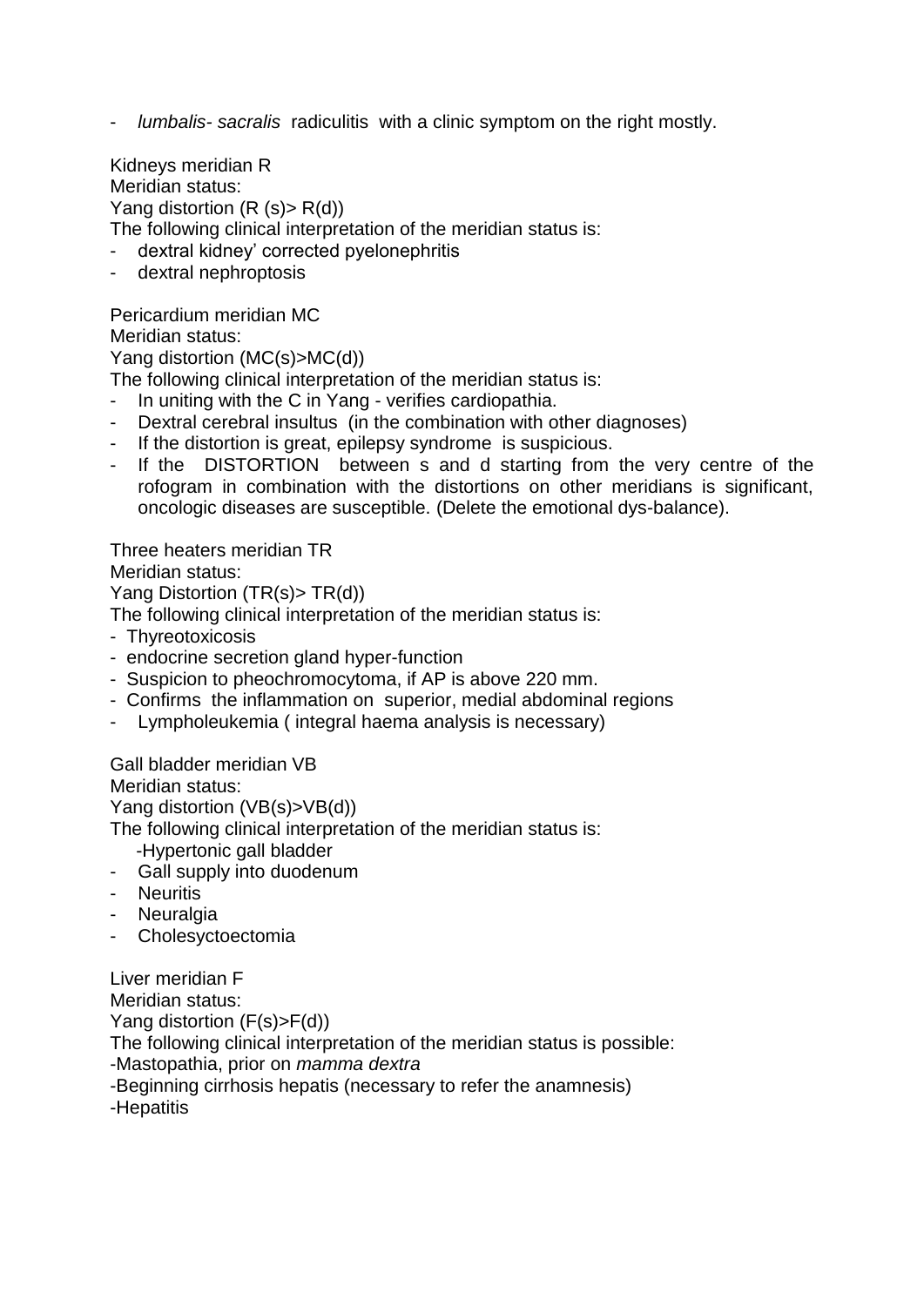- *lumbalis- sacralis* radiculitis with a clinic symptom on the right mostly.

Kidneys meridian R

Meridian status:

Yang distortion (R (s)> R(d))

The following clinical interpretation of the meridian status is:

- dextral kidney' corrected pyelonephritis
- dextral nephroptosis

Pericardium meridian MC

Meridian status:

Yang distortion (MC(s)>MC(d))

The following clinical interpretation of the meridian status is:

- In uniting with the C in Yang - verifies cardiopathia.
- Dextral cerebral insultus (in the combination with other diagnoses)
- If the distortion is great, epilepsy syndrome is suspicious.
- If the DISTORTION between s and d starting from the very centre of the rofogram in combination with the distortions on other meridians is significant, oncologic diseases are susceptible. (Delete the emotional dys-balance).

Three heaters meridian TR

Meridian status:

Yang Distortion (TR(s)> TR(d))

The following clinical interpretation of the meridian status is:

- Thyreotoxicosis
- endocrine secretion gland hyper-function
- Suspicion to pheochromocytoma, if AP is above 220 mm.
- Confirms the inflammation on superior, medial abdominal regions
- Lympholeukemia ( integral haema analysis is necessary)

Gall bladder meridian VB

Meridian status:

Yang distortion (VB(s)>VB(d))

The following clinical interpretation of the meridian status is:

- Hypertonic gall bladder
- Gall supply into duodenum
- Neuritis
- Neuralgia
- Cholesyctoectomia

Liver meridian F

Meridian status:

Yang distortion (F(s)>F(d))

The following clinical interpretation of the meridian status is possible:

-Mastopathia, prior on *mamma dextra*

-Beginning cirrhosis hepatis (necessary to refer the anamnesis)

-Hepatitis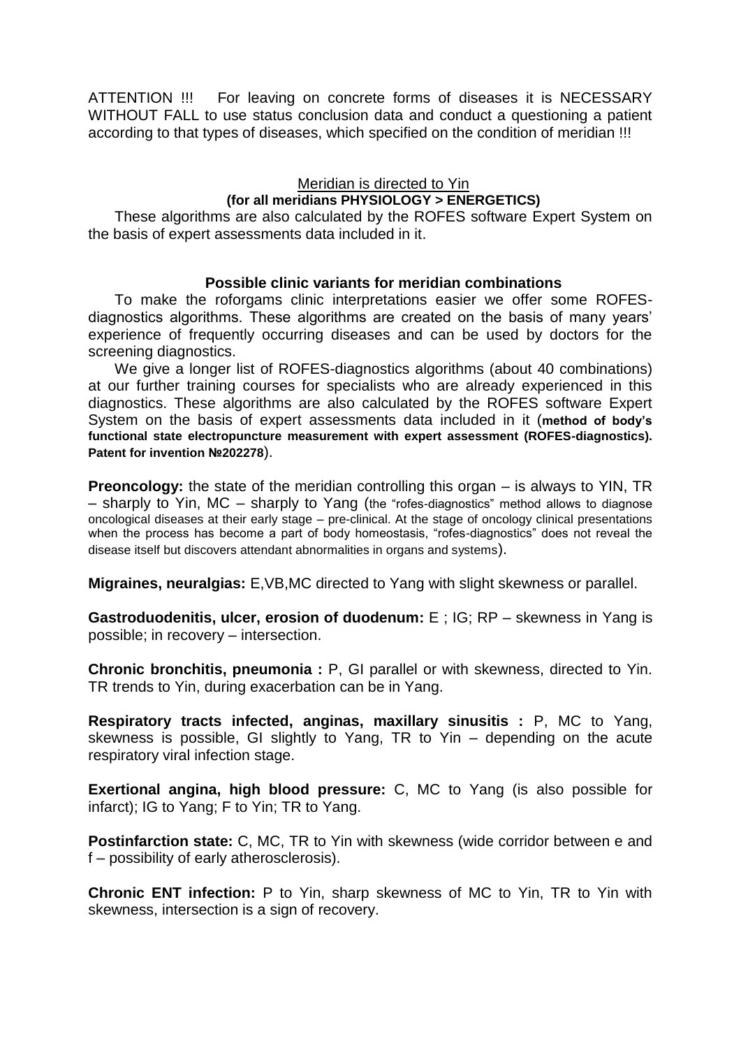ATTENTION !!! For leaving on concrete forms of diseases it is NECESSARY WITHOUT FALL to use status conclusion data and conduct a questioning a patient according to that types of diseases, which specified on the condition of meridian !!!

Meridian is directed to Yin

**(for all meridians PHYSIOLOGY > ENERGETICS)**

These algorithms are also calculated by the ROFES software Expert System on the basis of expert assessments data included in it.

**Possible clinic variants for meridian combinations**

To make the roforgams clinic interpretations easier we offer some ROFES-diagnostics algorithms. These algorithms are created on the basis of many years' experience of frequently occurring diseases and can be used by doctors for the screening diagnostics.

We give a longer list of ROFES-diagnostics algorithms (about 40 combinations) at our further training courses for specialists who are already experienced in this diagnostics. These algorithms are also calculated by the ROFES software Expert System on the basis of expert assessments data included in it (**method of body's functional state electropuncture measurement with expert assessment (ROFES-diagnostics). Patent for invention №202278**).

**Preoncology:** the state of the meridian controlling this organ – is always to YIN, TR – sharply to Yin, MC – sharply to Yang (the "rofes-diagnostics" method allows to diagnose oncological diseases at their early stage – pre-clinical. At the stage of oncology clinical presentations when the process has become a part of body homeostasis, "rofes-diagnostics" does not reveal the disease itself but discovers attendant abnormalities in organs and systems).

**Migraines, neuralgias:** E,VB,MC directed to Yang with slight skewness or parallel.

**Gastroduodenitis, ulcer, erosion of duodenum:** E ; IG; RP – skewness in Yang is possible; in recovery – intersection.

**Chronic bronchitis, pneumonia :** P, GI parallel or with skewness, directed to Yin. TR trends to Yin, during exacerbation can be in Yang.

**Respiratory tracts infected, anginas, maxillary sinusitis :** P, MC to Yang, skewness is possible, GI slightly to Yang, TR to Yin – depending on the acute respiratory viral infection stage.

**Exertional angina, high blood pressure:** C, MC to Yang (is also possible for infarct); IG to Yang; F to Yin; TR to Yang.

**Postinfarction state:** C, MC, TR to Yin with skewness (wide corridor between e and f – possibility of early atherosclerosis).

**Chronic ENT infection:** P to Yin, sharp skewness of MC to Yin, TR to Yin with skewness, intersection is a sign of recovery.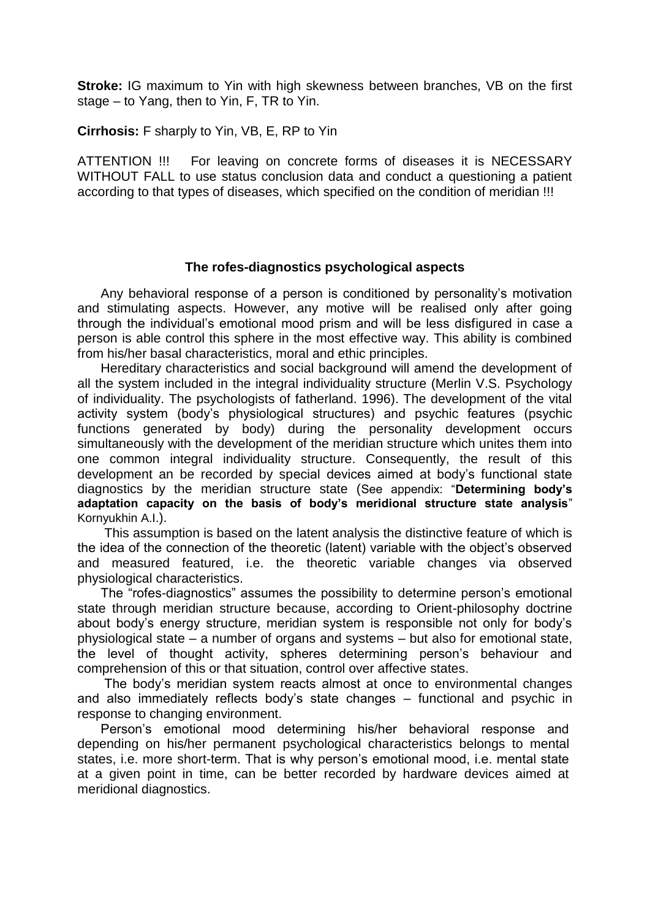**Stroke:** IG maximum to Yin with high skewness between branches, VB on the first stage – to Yang, then to Yin, F, TR to Yin.

**Cirrhosis:** F sharply to Yin, VB, E, RP to Yin

ATTENTION !!! For leaving on concrete forms of diseases it is NECESSARY WITHOUT FALL to use status conclusion data and conduct a questioning a patient according to that types of diseases, which specified on the condition of meridian !!!

### The rofes-diagnostics psychological aspects

Any behavioral response of a person is conditioned by personality's motivation and stimulating aspects. However, any motive will be realised only after going through the individual's emotional mood prism and will be less disfigured in case a person is able control this sphere in the most effective way. This ability is combined from his/her basal characteristics, moral and ethic principles.

Hereditary characteristics and social background will amend the development of all the system included in the integral individuality structure (Merlin V.S. Psychology of individuality. The psychologists of fatherland. 1996). The development of the vital activity system (body's physiological structures) and psychic features (psychic functions generated by body) during the personality development occurs simultaneously with the development of the meridian structure which unites them into one common integral individuality structure. Consequently, the result of this development an be recorded by special devices aimed at body's functional state diagnostics by the meridian structure state (See appendix: "**Determining body's adaptation capacity on the basis of body's meridional structure state analysis**" Kornyukhin A.I.).

This assumption is based on the latent analysis the distinctive feature of which is the idea of the connection of the theoretic (latent) variable with the object's observed and measured featured, i.e. the theoretic variable changes via observed physiological characteristics.

The "rofes-diagnostics" assumes the possibility to determine person's emotional state through meridian structure because, according to Orient-philosophy doctrine about body's energy structure, meridian system is responsible not only for body's physiological state – a number of organs and systems – but also for emotional state, the level of thought activity, spheres determining person's behaviour and comprehension of this or that situation, control over affective states.

The body's meridian system reacts almost at once to environmental changes and also immediately reflects body's state changes – functional and psychic in response to changing environment.

Person's emotional mood determining his/her behavioral response and depending on his/her permanent psychological characteristics belongs to mental states, i.e. more short-term. That is why person's emotional mood, i.e. mental state at a given point in time, can be better recorded by hardware devices aimed at meridional diagnostics.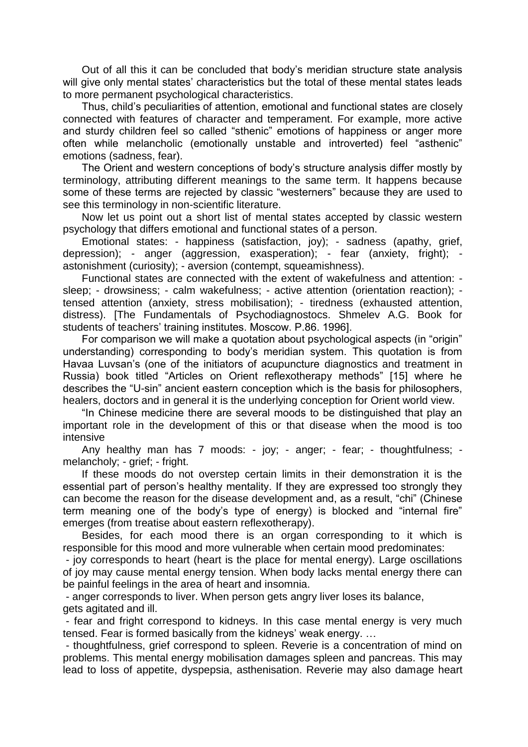Out of all this it can be concluded that body's meridian structure state analysis will give only mental states' characteristics but the total of these mental states leads to more permanent psychological characteristics.

Thus, child's peculiarities of attention, emotional and functional states are closely connected with features of character and temperament. For example, more active and sturdy children feel so called "sthenic" emotions of happiness or anger more often while melancholic (emotionally unstable and introverted) feel "asthenic" emotions (sadness, fear).

The Orient and western conceptions of body's structure analysis differ mostly by terminology, attributing different meanings to the same term. It happens because some of these terms are rejected by classic "westerners" because they are used to see this terminology in non-scientific literature.

Now let us point out a short list of mental states accepted by classic western psychology that differs emotional and functional states of a person.

Emotional states: - happiness (satisfaction, joy); - sadness (apathy, grief, depression); - anger (aggression, exasperation); - fear (anxiety, fright); - astonishment (curiosity); - aversion (contempt, squeamishness).

Functional states are connected with the extent of wakefulness and attention: - sleep; - drowsiness; - calm wakefulness; - active attention (orientation reaction); - tensed attention (anxiety, stress mobilisation); - tiredness (exhausted attention, distress). [The Fundamentals of Psychodiagnostocs. Shmelev A.G. Book for students of teachers' training institutes. Moscow. P.86. 1996].

For comparison we will make a quotation about psychological aspects (in "origin" understanding) corresponding to body's meridian system. This quotation is from Havaa Luvsan's (one of the initiators of acupuncture diagnostics and treatment in Russia) book titled "Articles on Orient reflexotherapy methods" [15] where he describes the "U-sin" ancient eastern conception which is the basis for philosophers, healers, doctors and in general it is the underlying conception for Orient world view.

"In Chinese medicine there are several moods to be distinguished that play an important role in the development of this or that disease when the mood is too intensive

Any healthy man has 7 moods: - joy; - anger; - fear; - thoughtfulness; - melancholy; - grief; - fright.

If these moods do not overstep certain limits in their demonstration it is the essential part of person's healthy mentality. If they are expressed too strongly they can become the reason for the disease development and, as a result, "chi" (Chinese term meaning one of the body's type of energy) is blocked and "internal fire" emerges (from treatise about eastern reflexotherapy).

Besides, for each mood there is an organ corresponding to it which is responsible for this mood and more vulnerable when certain mood predominates:

- joy corresponds to heart (heart is the place for mental energy). Large oscillations of joy may cause mental energy tension. When body lacks mental energy there can be painful feelings in the area of heart and insomnia.
- anger corresponds to liver. When person gets angry liver loses its balance, gets agitated and ill.
- fear and fright correspond to kidneys. In this case mental energy is very much tensed. Fear is formed basically from the kidneys' weak energy. …
- thoughtfulness, grief correspond to spleen. Reverie is a concentration of mind on problems. This mental energy mobilisation damages spleen and pancreas. This may lead to loss of appetite, dyspepsia, asthenisation. Reverie may also damage heart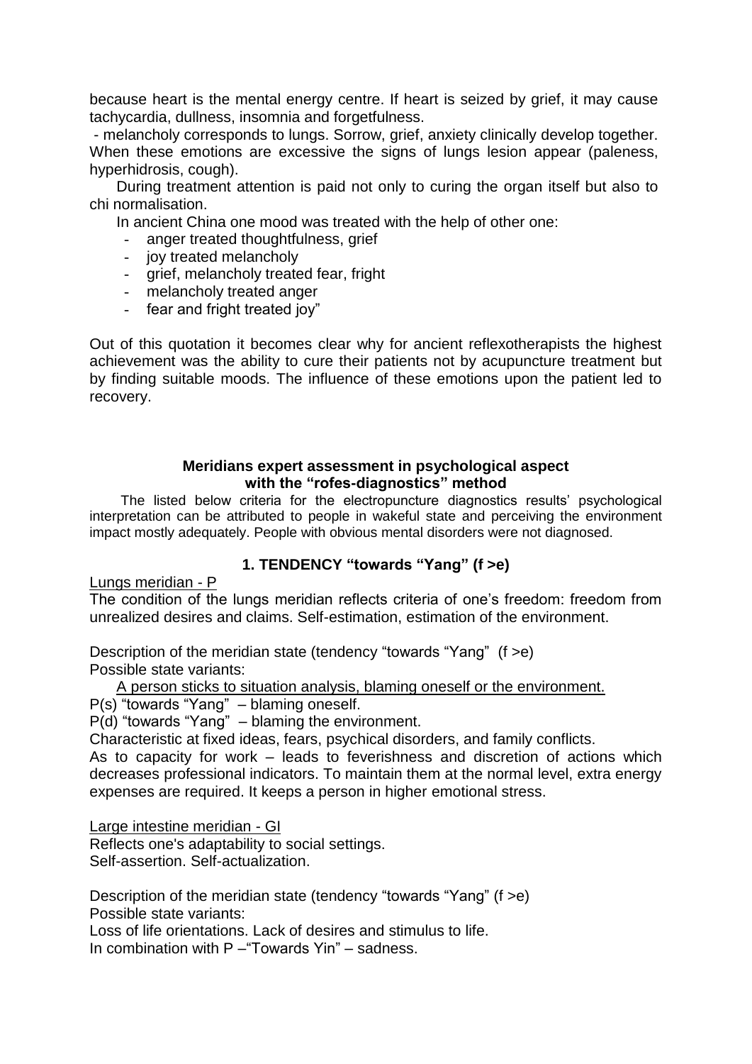because heart is the mental energy centre. If heart is seized by grief, it may cause tachycardia, dullness, insomnia and forgetfulness.

- melancholy corresponds to lungs. Sorrow, grief, anxiety clinically develop together. When these emotions are excessive the signs of lungs lesion appear (paleness, hyperhidrosis, cough).

During treatment attention is paid not only to curing the organ itself but also to chi normalisation.

In ancient China one mood was treated with the help of other one:

- anger treated thoughtfulness, grief
- joy treated melancholy
- grief, melancholy treated fear, fright
- melancholy treated anger
- fear and fright treated joy"

Out of this quotation it becomes clear why for ancient reflexotherapists the highest achievement was the ability to cure their patients not by acupuncture treatment but by finding suitable moods. The influence of these emotions upon the patient led to recovery.

## Meridians expert assessment in psychological aspect with the "rofes-diagnostics" method

The listed below criteria for the electropuncture diagnostics results' psychological interpretation can be attributed to people in wakeful state and perceiving the environment impact mostly adequately. People with obvious mental disorders were not diagnosed.

### 1. TENDENCY "towards "Yang" (f >e)

Lungs meridian - P

The condition of the lungs meridian reflects criteria of one's freedom: freedom from unrealized desires and claims. Self-estimation, estimation of the environment.

Description of the meridian state (tendency "towards "Yang" (f >e)
Possible state variants:

A person sticks to situation analysis, blaming oneself or the environment.

P(s) "towards "Yang" – blaming oneself.
P(d) "towards "Yang" – blaming the environment.
Characteristic at fixed ideas, fears, psychical disorders, and family conflicts.
As to capacity for work – leads to feverishness and discretion of actions which decreases professional indicators. To maintain them at the normal level, extra energy expenses are required. It keeps a person in higher emotional stress.

Large intestine meridian - GI
Reflects one's adaptability to social settings.
Self-assertion. Self-actualization.

Description of the meridian state (tendency "towards "Yang" (f >e)
Possible state variants:
Loss of life orientations. Lack of desires and stimulus to life.
In combination with P –"Towards Yin" – sadness.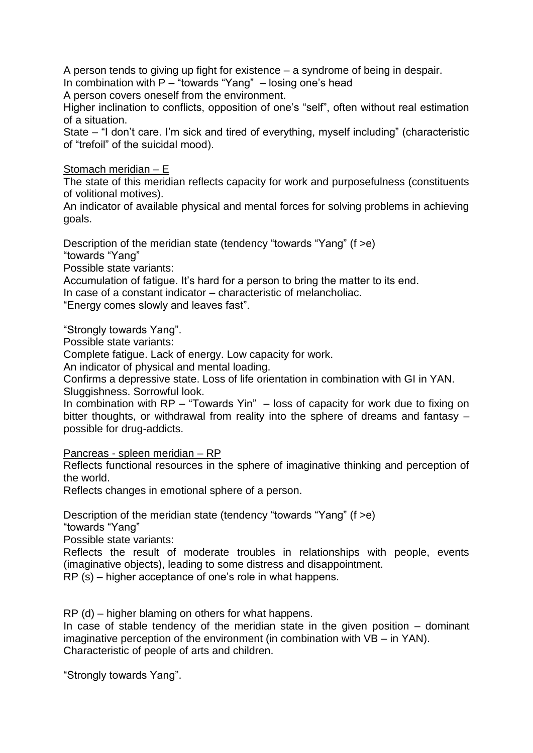A person tends to giving up fight for existence – a syndrome of being in despair.
In combination with P – "towards "Yang" – losing one's head
A person covers oneself from the environment.
Higher inclination to conflicts, opposition of one's "self", often without real estimation of a situation.
State – "I don't care. I'm sick and tired of everything, myself including" (characteristic of "trefoil" of the suicidal mood).

Stomach meridian – E

The state of this meridian reflects capacity for work and purposefulness (constituents of volitional motives).
An indicator of available physical and mental forces for solving problems in achieving goals.

Description of the meridian state (tendency "towards "Yang" (f >e)
"towards "Yang"
Possible state variants:
Accumulation of fatigue. It's hard for a person to bring the matter to its end.
In case of a constant indicator – characteristic of melancholiac.
"Energy comes slowly and leaves fast".

"Strongly towards Yang".
Possible state variants:
Complete fatigue. Lack of energy. Low capacity for work.
An indicator of physical and mental loading.
Confirms a depressive state. Loss of life orientation in combination with GI in YAN.
Sluggishness. Sorrowful look.
In combination with RP – "Towards Yin" – loss of capacity for work due to fixing on bitter thoughts, or withdrawal from reality into the sphere of dreams and fantasy – possible for drug-addicts.

Pancreas - spleen meridian – RP

Reflects functional resources in the sphere of imaginative thinking and perception of the world.
Reflects changes in emotional sphere of a person.

Description of the meridian state (tendency "towards "Yang" (f >e)
"towards "Yang"
Possible state variants:
Reflects the result of moderate troubles in relationships with people, events (imaginative objects), leading to some distress and disappointment.
RP (s) – higher acceptance of one's role in what happens.

RP (d) – higher blaming on others for what happens.
In case of stable tendency of the meridian state in the given position – dominant imaginative perception of the environment (in combination with VB – in YAN).
Characteristic of people of arts and children.

"Strongly towards Yang".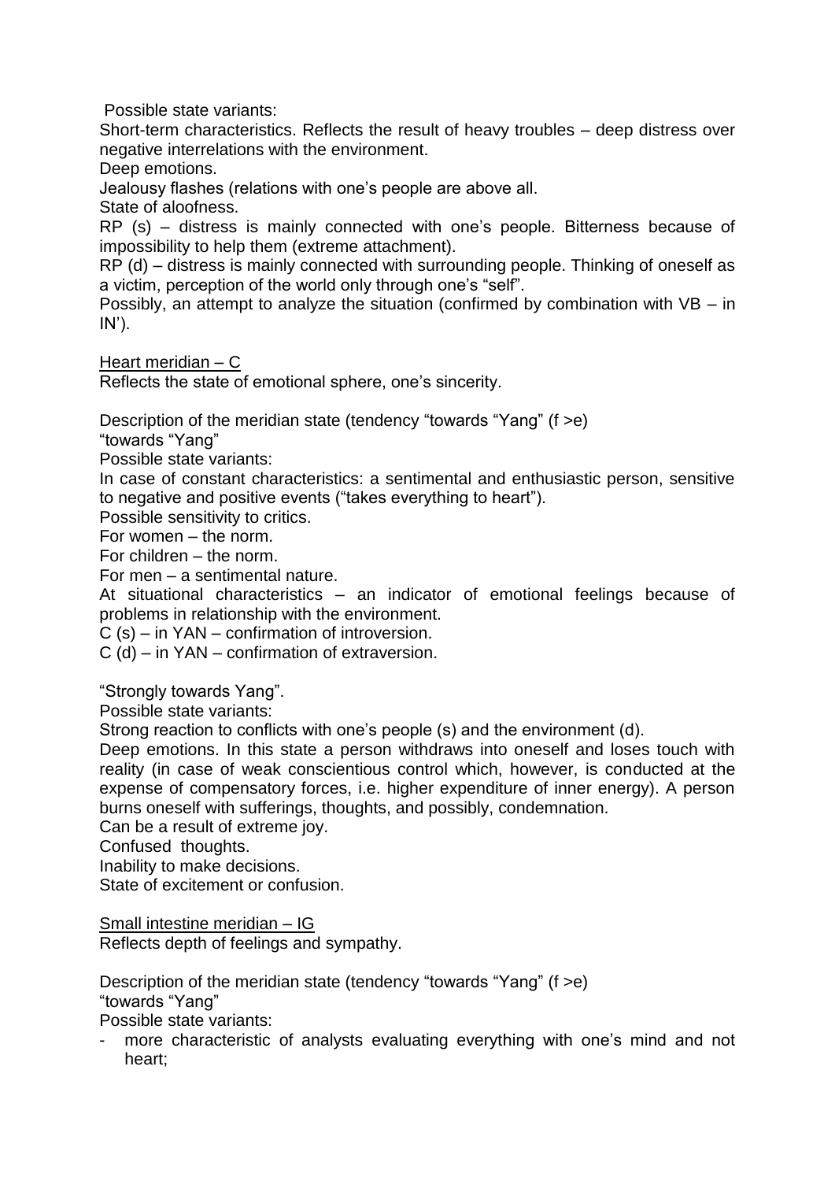Possible state variants:

Short-term characteristics. Reflects the result of heavy troubles – deep distress over negative interrelations with the environment.

Deep emotions.

Jealousy flashes (relations with one's people are above all.

State of aloofness.

RP (s) – distress is mainly connected with one's people. Bitterness because of impossibility to help them (extreme attachment).

RP (d) – distress is mainly connected with surrounding people. Thinking of oneself as a victim, perception of the world only through one's "self".

Possibly, an attempt to analyze the situation (confirmed by combination with VB – in IN').

Heart meridian – C

Reflects the state of emotional sphere, one's sincerity.

Description of the meridian state (tendency "towards "Yang" (f >e)

"towards "Yang"

Possible state variants:

In case of constant characteristics: a sentimental and enthusiastic person, sensitive to negative and positive events ("takes everything to heart").

Possible sensitivity to critics.

For women – the norm.

For children – the norm.

For men – a sentimental nature.

At situational characteristics – an indicator of emotional feelings because of problems in relationship with the environment.

C (s) – in YAN – confirmation of introversion.

C (d) – in YAN – confirmation of extraversion.

"Strongly towards Yang".

Possible state variants:

Strong reaction to conflicts with one's people (s) and the environment (d).

Deep emotions. In this state a person withdraws into oneself and loses touch with reality (in case of weak conscientious control which, however, is conducted at the expense of compensatory forces, i.e. higher expenditure of inner energy). A person burns oneself with sufferings, thoughts, and possibly, condemnation.

Can be a result of extreme joy.

Confused thoughts.

Inability to make decisions.

State of excitement or confusion.

Small intestine meridian – IG

Reflects depth of feelings and sympathy.

Description of the meridian state (tendency "towards "Yang" (f >e)

"towards "Yang"

Possible state variants:

- more characteristic of analysts evaluating everything with one's mind and not heart;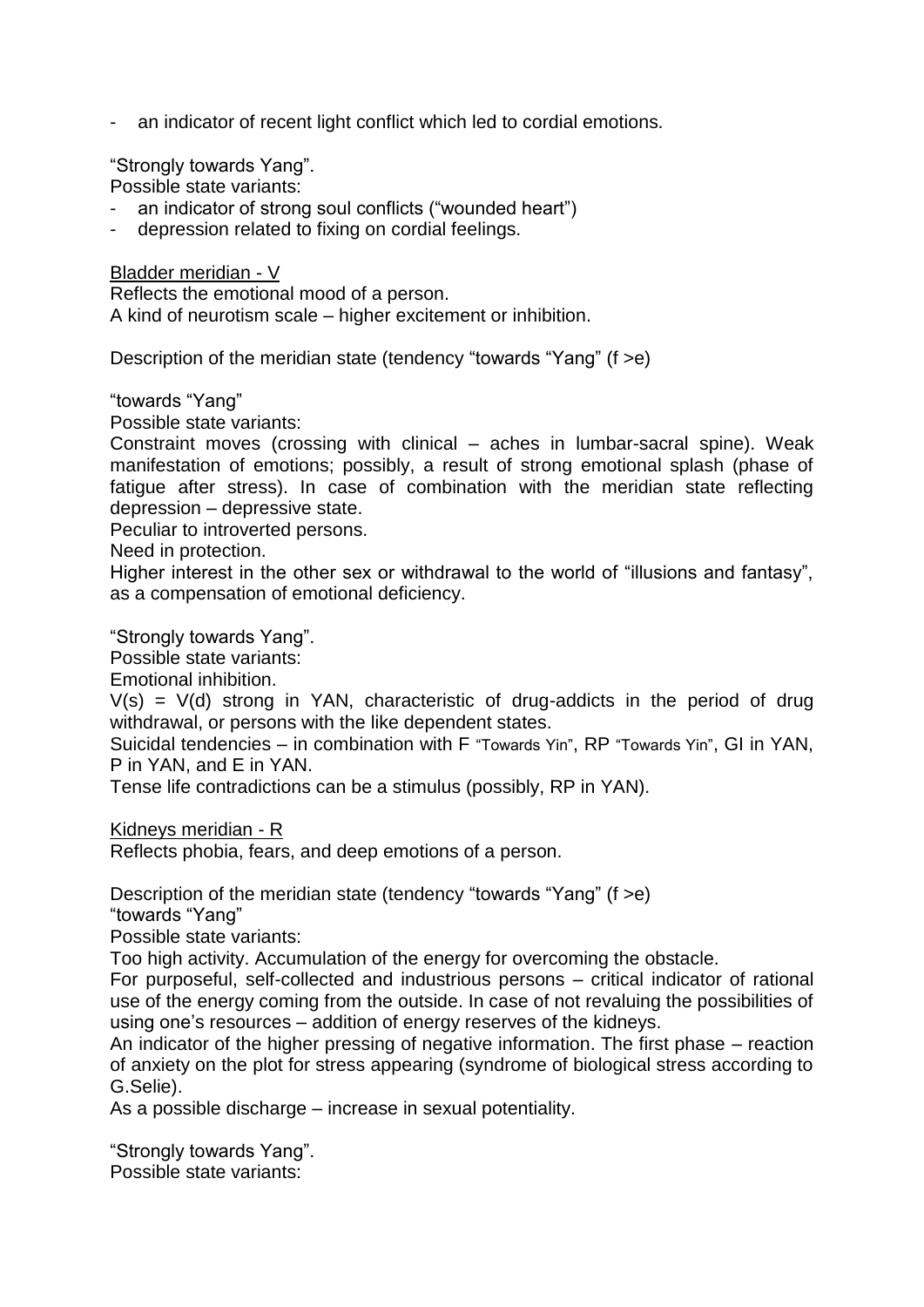- an indicator of recent light conflict which led to cordial emotions.

"Strongly towards Yang".

Possible state variants:

- an indicator of strong soul conflicts ("wounded heart")
- depression related to fixing on cordial feelings.

Bladder meridian - V

Reflects the emotional mood of a person.

A kind of neurotism scale – higher excitement or inhibition.

Description of the meridian state (tendency "towards "Yang" (f >e)

"towards "Yang"

Possible state variants:

Constraint moves (crossing with clinical – aches in lumbar-sacral spine). Weak manifestation of emotions; possibly, a result of strong emotional splash (phase of fatigue after stress). In case of combination with the meridian state reflecting depression – depressive state.

Peculiar to introverted persons.

Need in protection.

Higher interest in the other sex or withdrawal to the world of "illusions and fantasy", as a compensation of emotional deficiency.

"Strongly towards Yang".

Possible state variants:

Emotional inhibition.

V(s) = V(d) strong in YAN, characteristic of drug-addicts in the period of drug withdrawal, or persons with the like dependent states.

Suicidal tendencies – in combination with F "Towards Yin", RP "Towards Yin", GI in YAN, P in YAN, and E in YAN.

Tense life contradictions can be a stimulus (possibly, RP in YAN).

Kidneys meridian - R

Reflects phobia, fears, and deep emotions of a person.

Description of the meridian state (tendency "towards "Yang" (f >e)

"towards "Yang"

Possible state variants:

Too high activity. Accumulation of the energy for overcoming the obstacle.

For purposeful, self-collected and industrious persons – critical indicator of rational use of the energy coming from the outside. In case of not revaluing the possibilities of using one's resources – addition of energy reserves of the kidneys.

An indicator of the higher pressing of negative information. The first phase – reaction of anxiety on the plot for stress appearing (syndrome of biological stress according to G.Selie).

As a possible discharge – increase in sexual potentiality.

"Strongly towards Yang".

Possible state variants: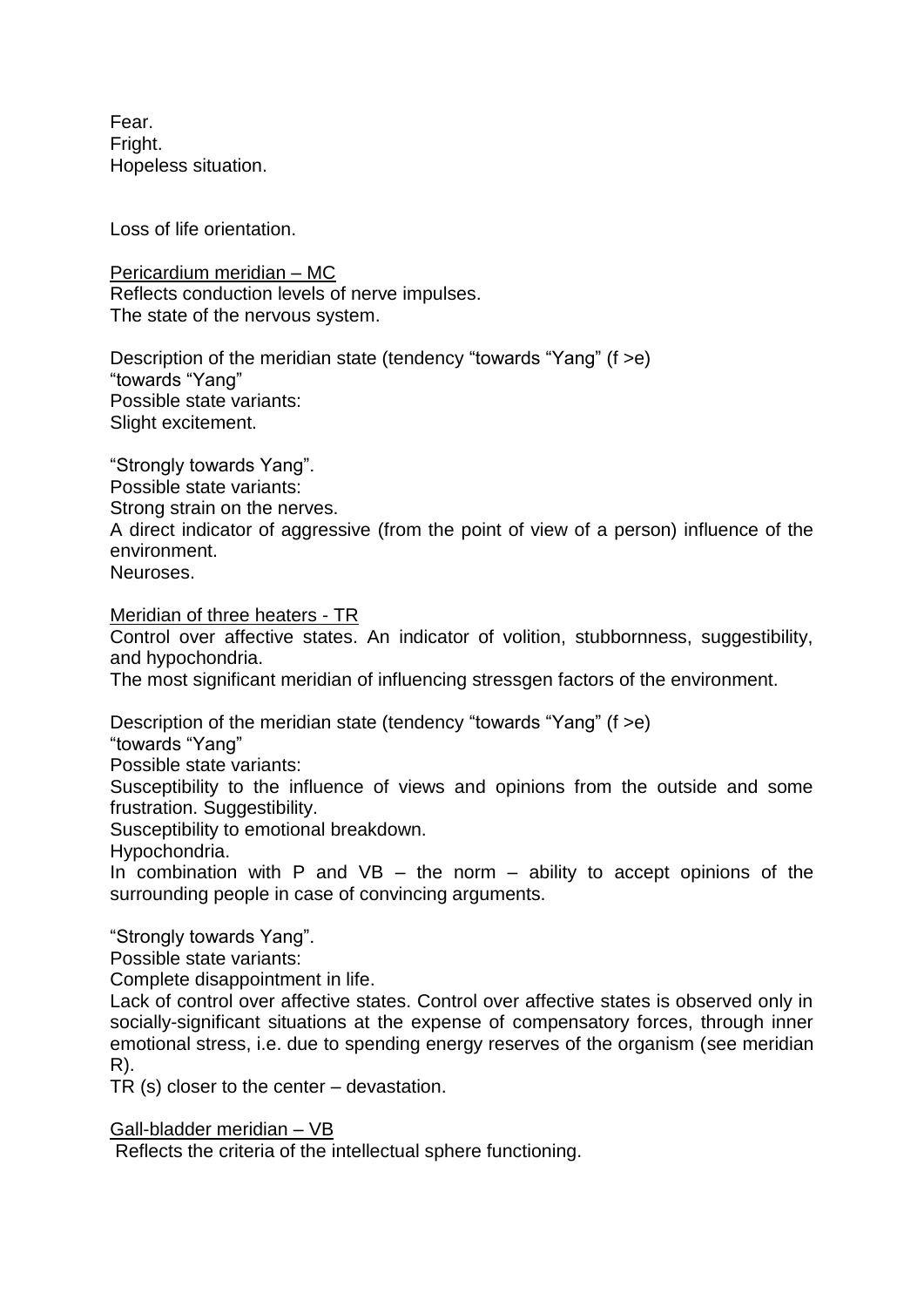Fear.
Fright.
Hopeless situation.

Loss of life orientation.

Pericardium meridian – MC
Reflects conduction levels of nerve impulses.
The state of the nervous system.

Description of the meridian state (tendency “towards “Yang” (f >e)
“towards “Yang”
Possible state variants:
Slight excitement.

“Strongly towards Yang”.
Possible state variants:
Strong strain on the nerves.
A direct indicator of aggressive (from the point of view of a person) influence of the environment.
Neuroses.

Meridian of three heaters - TR
Control over affective states. An indicator of volition, stubbornness, suggestibility, and hypochondria.
The most significant meridian of influencing stressgen factors of the environment.

Description of the meridian state (tendency “towards “Yang” (f >e)
“towards “Yang”
Possible state variants:
Susceptibility to the influence of views and opinions from the outside and some frustration. Suggestibility.
Susceptibility to emotional breakdown.
Hypochondria.
In combination with P and VB – the norm – ability to accept opinions of the surrounding people in case of convincing arguments.

“Strongly towards Yang”.
Possible state variants:
Complete disappointment in life.
Lack of control over affective states. Control over affective states is observed only in socially-significant situations at the expense of compensatory forces, through inner emotional stress, i.e. due to spending energy reserves of the organism (see meridian R).
TR (s) closer to the center – devastation.

Gall-bladder meridian – VB
Reflects the criteria of the intellectual sphere functioning.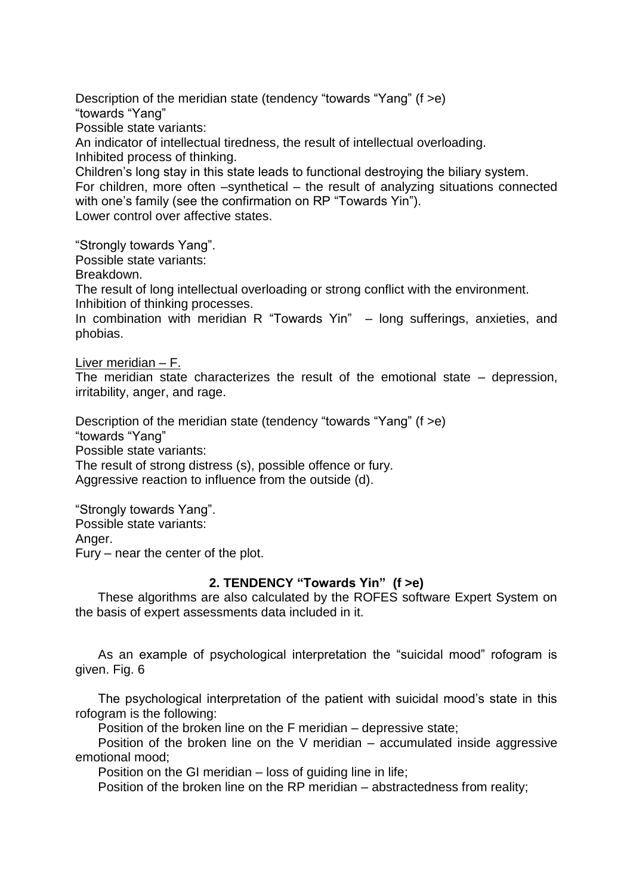Description of the meridian state (tendency "towards "Yang" (f >e)

"towards "Yang"

Possible state variants:

An indicator of intellectual tiredness, the result of intellectual overloading.

Inhibited process of thinking.

Children's long stay in this state leads to functional destroying the biliary system.

For children, more often –synthetical – the result of analyzing situations connected with one's family (see the confirmation on RP "Towards Yin").

Lower control over affective states.

"Strongly towards Yang".

Possible state variants:

Breakdown.

The result of long intellectual overloading or strong conflict with the environment.

Inhibition of thinking processes.

In combination with meridian R "Towards Yin" – long sufferings, anxieties, and phobias.

<u>Liver meridian – F.</u>

The meridian state characterizes the result of the emotional state – depression, irritability, anger, and rage.

Description of the meridian state (tendency "towards "Yang" (f >e)

"towards "Yang"

Possible state variants:

The result of strong distress (s), possible offence or fury.

Aggressive reaction to influence from the outside (d).

"Strongly towards Yang".

Possible state variants:

Anger.

Fury – near the center of the plot.

**2. TENDENCY "Towards Yin" (f >e)**

These algorithms are also calculated by the ROFES software Expert System on the basis of expert assessments data included in it.

As an example of psychological interpretation the "suicidal mood" rofogram is given. Fig. 6

The psychological interpretation of the patient with suicidal mood's state in this rofogram is the following:

Position of the broken line on the F meridian – depressive state;

Position of the broken line on the V meridian – accumulated inside aggressive emotional mood;

Position on the GI meridian – loss of guiding line in life;

Position of the broken line on the RP meridian – abstractedness from reality;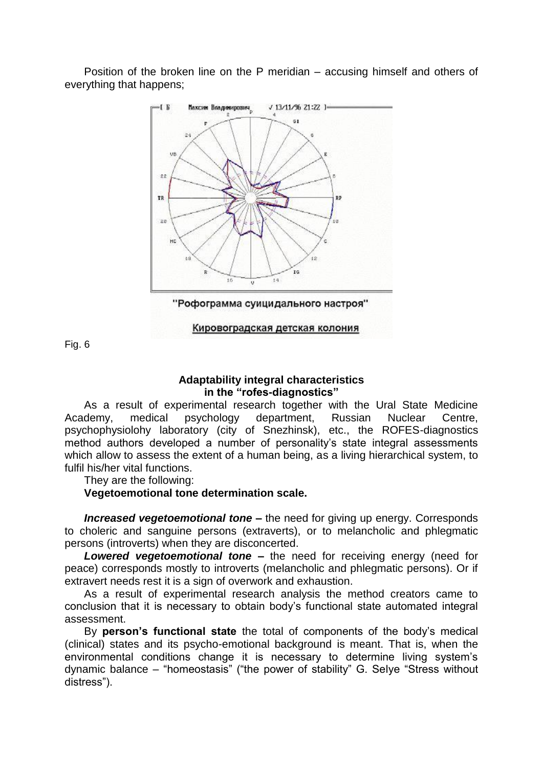Position of the broken line on the P meridian – accusing himself and others of everything that happens;

"Рофограмма суицидального настроя"

Кировоградская детская колония

Fig. 6

### Adaptability integral characteristics in the "rofes-diagnostics"

As a result of experimental research together with the Ural State Medicine Academy, medical psychology department, Russian Nuclear Centre, psychophysiolohy laboratory (city of Snezhinsk), etc., the ROFES-diagnostics method authors developed a number of personality's state integral assessments which allow to assess the extent of a human being, as a living hierarchical system, to fulfil his/her vital functions.

They are the following:

**Vegetoemotional tone determination scale.**

***Increased vegetoemotional tone*** **–** the need for giving up energy. Corresponds to choleric and sanguine persons (extraverts), or to melancholic and phlegmatic persons (introverts) when they are disconcerted.

***Lowered vegetoemotional tone*** **–** the need for receiving energy (need for peace) corresponds mostly to introverts (melancholic and phlegmatic persons). Or if extravert needs rest it is a sign of overwork and exhaustion.

As a result of experimental research analysis the method creators came to conclusion that it is necessary to obtain body's functional state automated integral assessment.

By **person's functional state** the total of components of the body's medical (clinical) states and its psycho-emotional background is meant. That is, when the environmental conditions change it is necessary to determine living system's dynamic balance – "homeostasis" ("the power of stability" G. Selye "Stress without distress").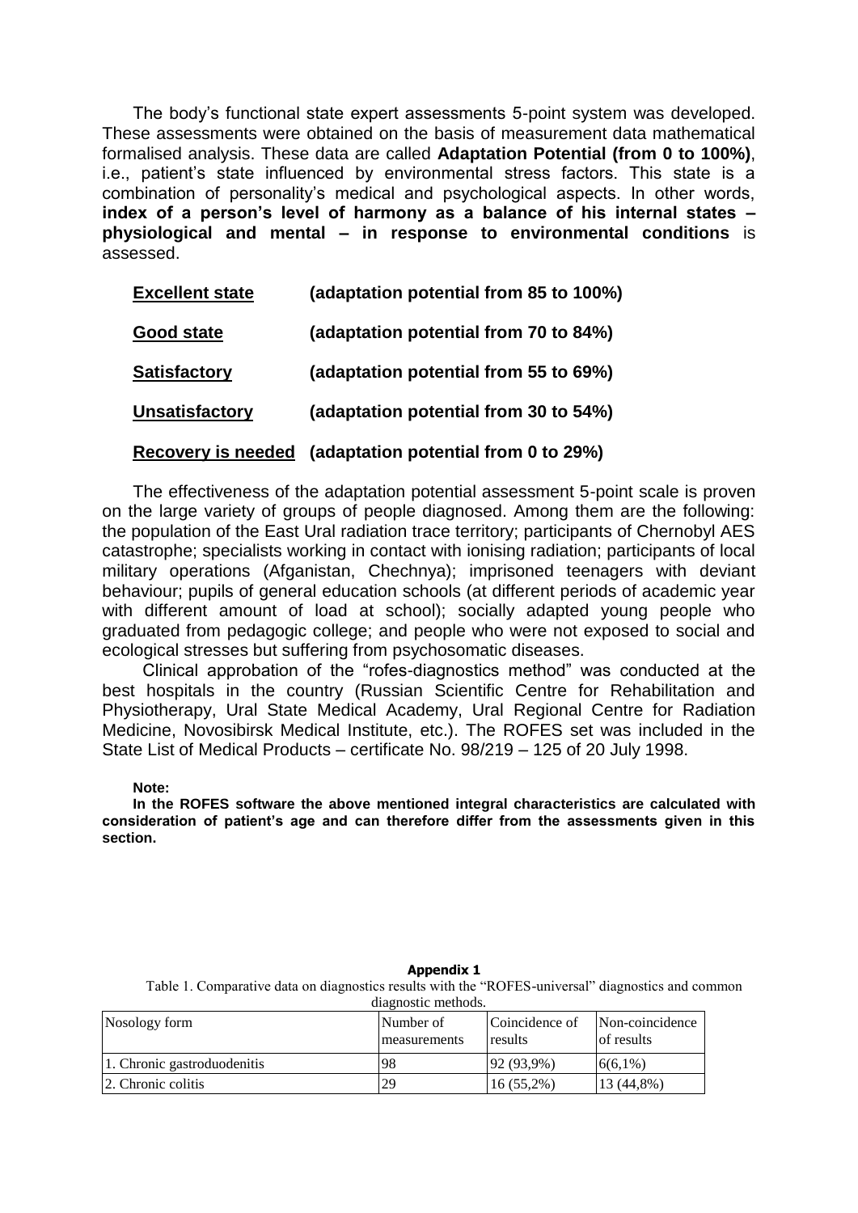The body's functional state expert assessments 5-point system was developed. These assessments were obtained on the basis of measurement data mathematical formalised analysis. These data are called **Adaptation Potential (from 0 to 100%)**, i.e., patient's state influenced by environmental stress factors. This state is a combination of personality's medical and psychological aspects. In other words, **index of a person's level of harmony as a balance of his internal states – physiological and mental – in response to environmental conditions** is assessed.

**Excellent state** **(adaptation potential from 85 to 100%)**

**Good state** **(adaptation potential from 70 to 84%)**

**Satisfactory** **(adaptation potential from 55 to 69%)**

**Unsatisfactory** **(adaptation potential from 30 to 54%)**

**Recovery is needed** **(adaptation potential from 0 to 29%)**

The effectiveness of the adaptation potential assessment 5-point scale is proven on the large variety of groups of people diagnosed. Among them are the following: the population of the East Ural radiation trace territory; participants of Chernobyl AES catastrophe; specialists working in contact with ionising radiation; participants of local military operations (Afganistan, Chechnya); imprisoned teenagers with deviant behaviour; pupils of general education schools (at different periods of academic year with different amount of load at school); socially adapted young people who graduated from pedagogic college; and people who were not exposed to social and ecological stresses but suffering from psychosomatic diseases.

Clinical approbation of the "rofes-diagnostics method" was conducted at the best hospitals in the country (Russian Scientific Centre for Rehabilitation and Physiotherapy, Ural State Medical Academy, Ural Regional Centre for Radiation Medicine, Novosibirsk Medical Institute, etc.). The ROFES set was included in the State List of Medical Products – certificate No. 98/219 – 125 of 20 July 1998.

**Note:**

**In the ROFES software the above mentioned integral characteristics are calculated with consideration of patient's age and can therefore differ from the assessments given in this section.**

**Appendix 1**

Table 1. Comparative data on diagnostics results with the "ROFES-universal" diagnostics and common diagnostic methods.

| Nosology form | Number of measurements | Coincidence of results | Non-coincidence of results |
|---|---|---|---|
| 1. Chronic gastroduodenitis | 98 | 92 (93,9%) | 6(6,1%) |
| 2. Chronic colitis | 29 | 16 (55,2%) | 13 (44,8%) |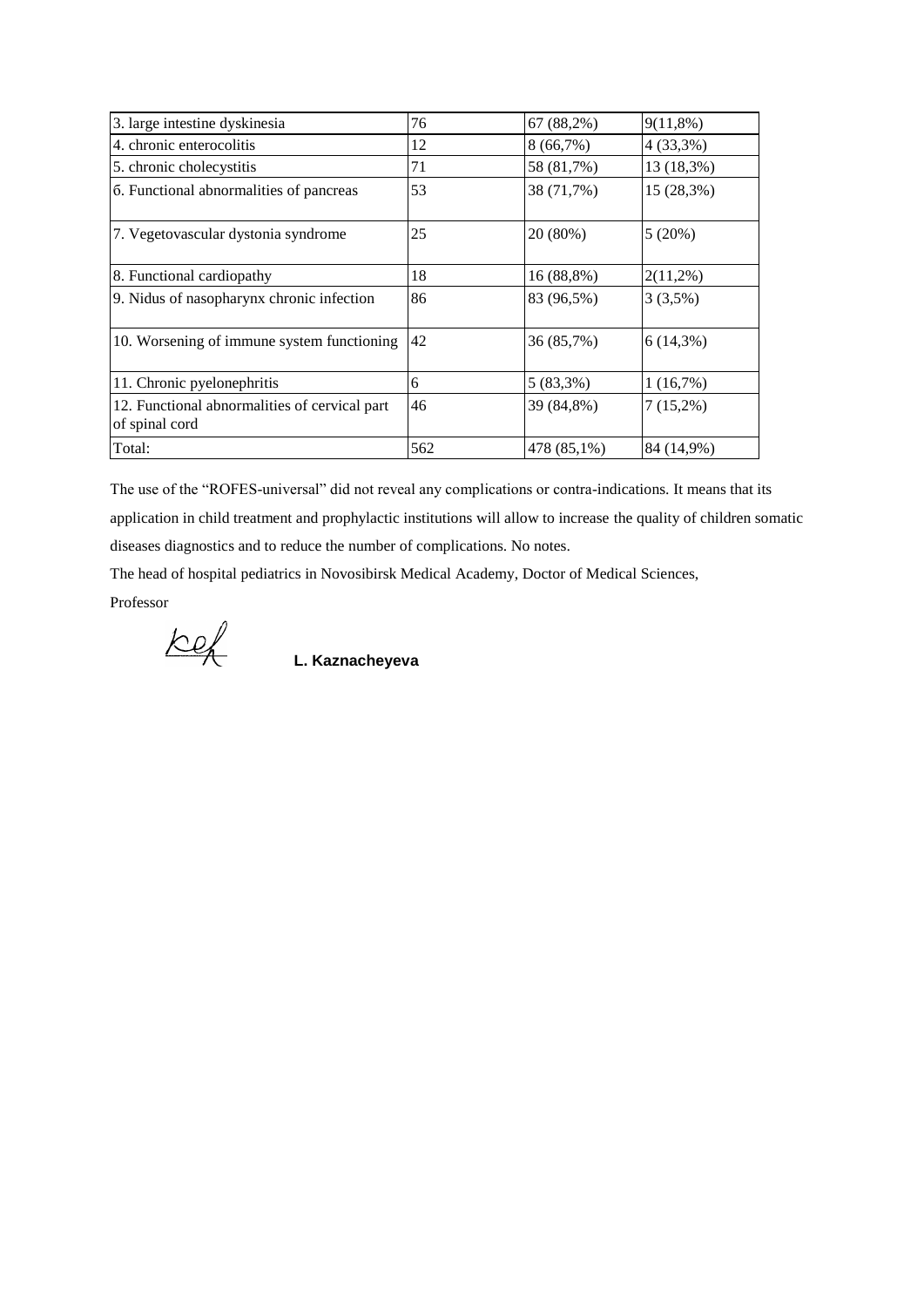| | | | |
|---|---|---|---|
| 3. large intestine dyskinesia | 76 | 67 (88,2%) | 9(11,8%) |
| 4. chronic enterocolitis | 12 | 8 (66,7%) | 4 (33,3%) |
| 5. chronic cholecystitis | 71 | 58 (81,7%) | 13 (18,3%) |
| 6. Functional abnormalities of pancreas | 53 | 38 (71,7%) | 15 (28,3%) |
| 7. Vegetovascular dystonia syndrome | 25 | 20 (80%) | 5 (20%) |
| 8. Functional cardiopathy | 18 | 16 (88,8%) | 2(11,2%) |
| 9. Nidus of nasopharynx chronic infection | 86 | 83 (96,5%) | 3 (3,5%) |
| 10. Worsening of immune system functioning | 42 | 36 (85,7%) | 6 (14,3%) |
| 11. Chronic pyelonephritis | 6 | 5 (83,3%) | 1 (16,7%) |
| 12. Functional abnormalities of cervical part of spinal cord | 46 | 39 (84,8%) | 7 (15,2%) |
| Total: | 562 | 478 (85,1%) | 84 (14,9%) |

The use of the "ROFES-universal" did not reveal any complications or contra-indications. It means that its application in child treatment and prophylactic institutions will allow to increase the quality of children somatic diseases diagnostics and to reduce the number of complications. No notes.

The head of hospital pediatrics in Novosibirsk Medical Academy, Doctor of Medical Sciences, Professor

**L. Kaznacheyeva**